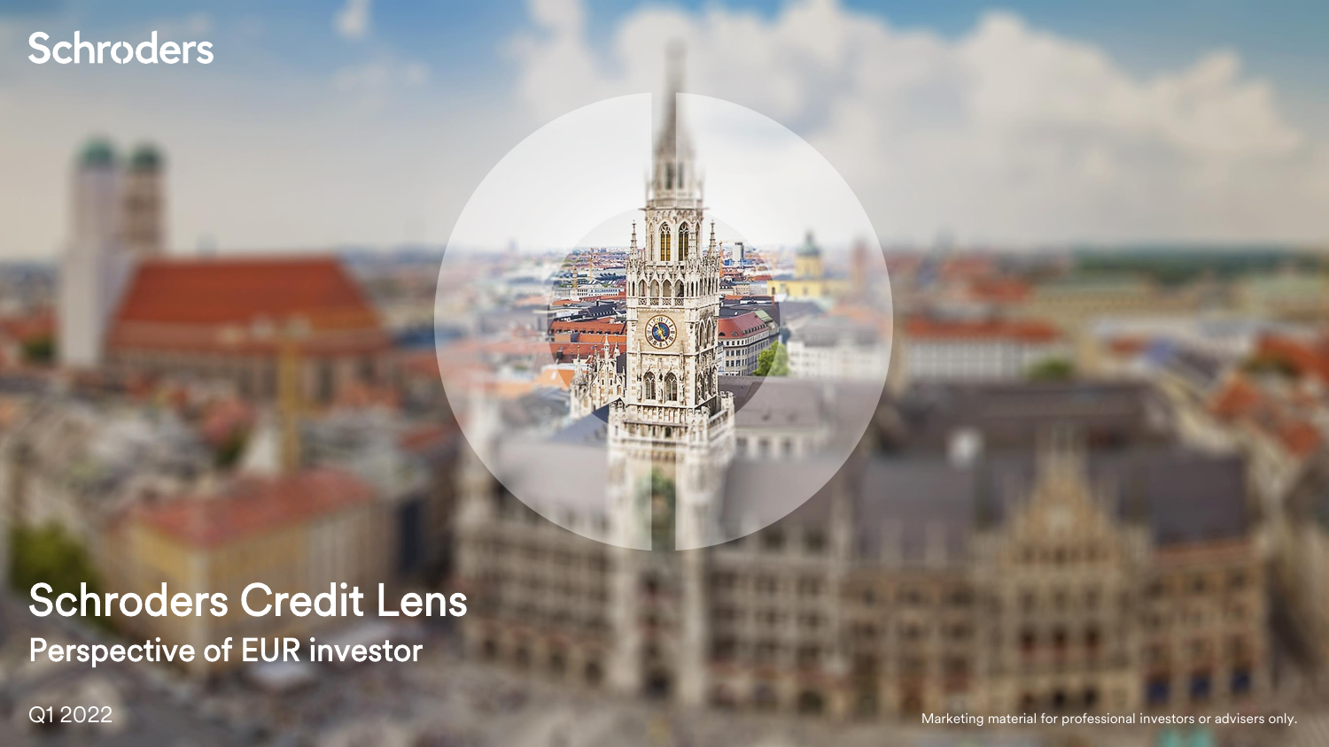Schroders

# Schroders Credit Lens

## Perspective of EUR investor

Q1 2022

Marketing material for professional investors or advisers only.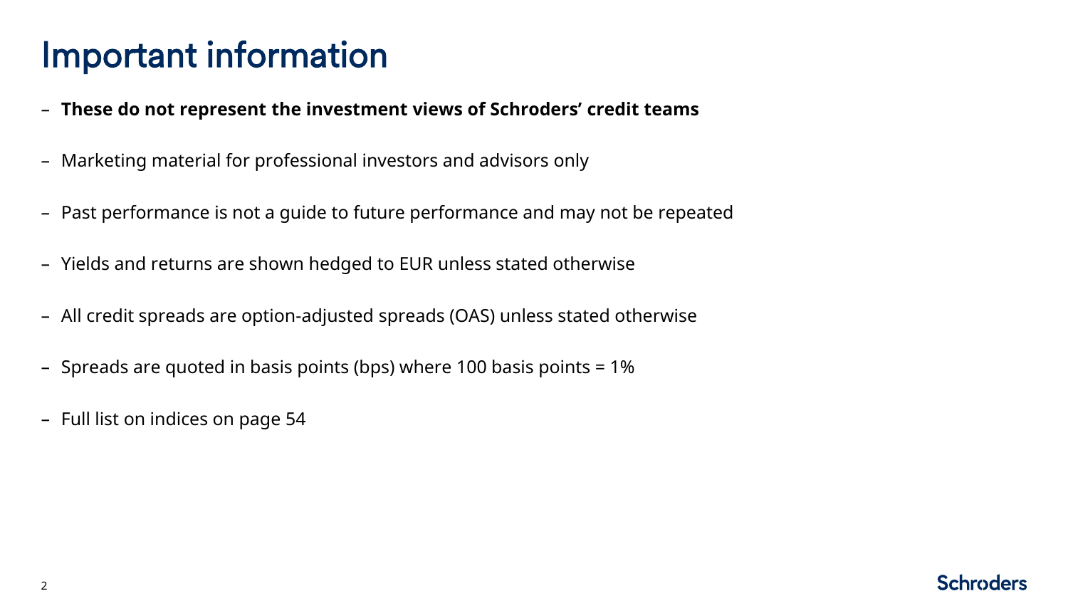# Important information

- **These do not represent the investment views of Schroders' credit teams**
- Marketing material for professional investors and advisors only
- Past performance is not a guide to future performance and may not be repeated
- Yields and returns are shown hedged to EUR unless stated otherwise
- All credit spreads are option-adjusted spreads (OAS) unless stated otherwise
- Spreads are quoted in basis points (bps) where 100 basis points = 1%
- Full list on indices on page 54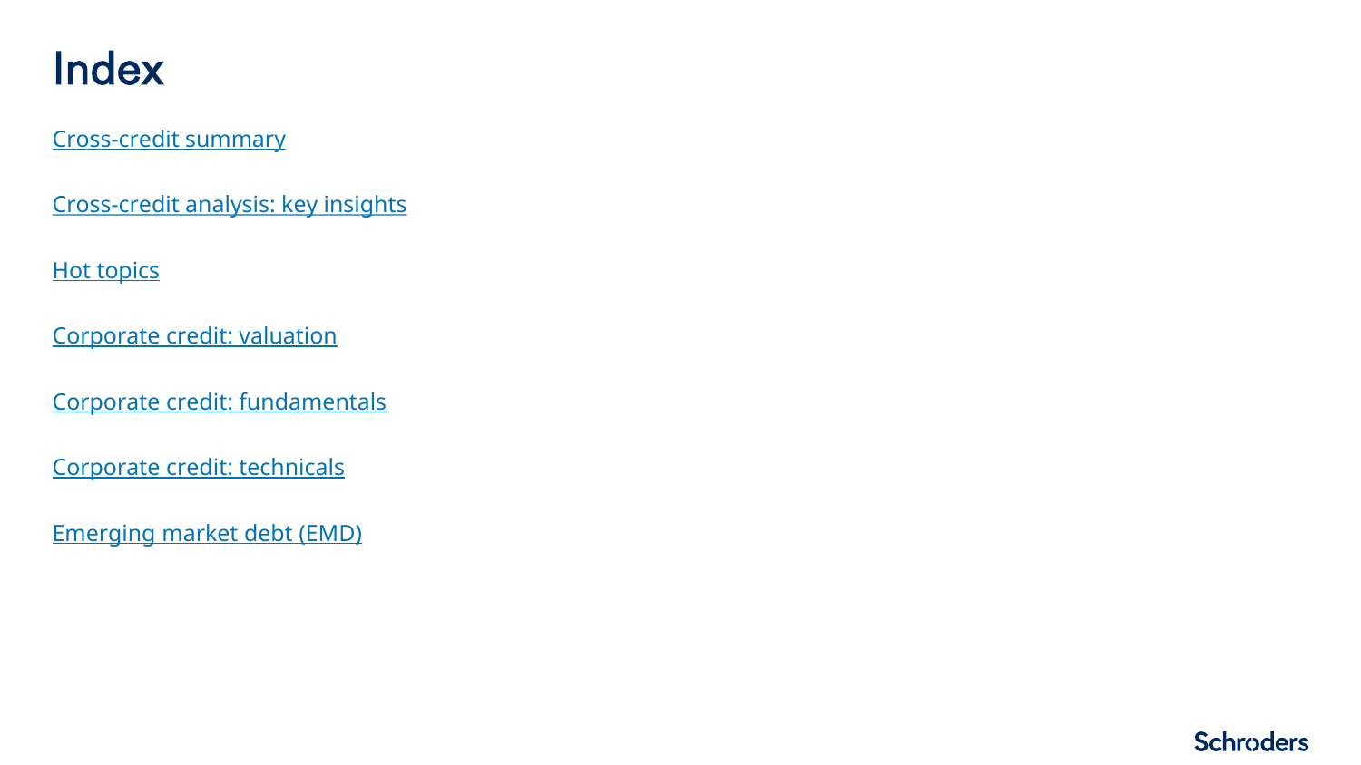# Index

Cross-credit summary

Cross-credit analysis: key insights

Hot topics

Corporate credit: valuation

Corporate credit: fundamentals

Corporate credit: technicals

Emerging market debt (EMD)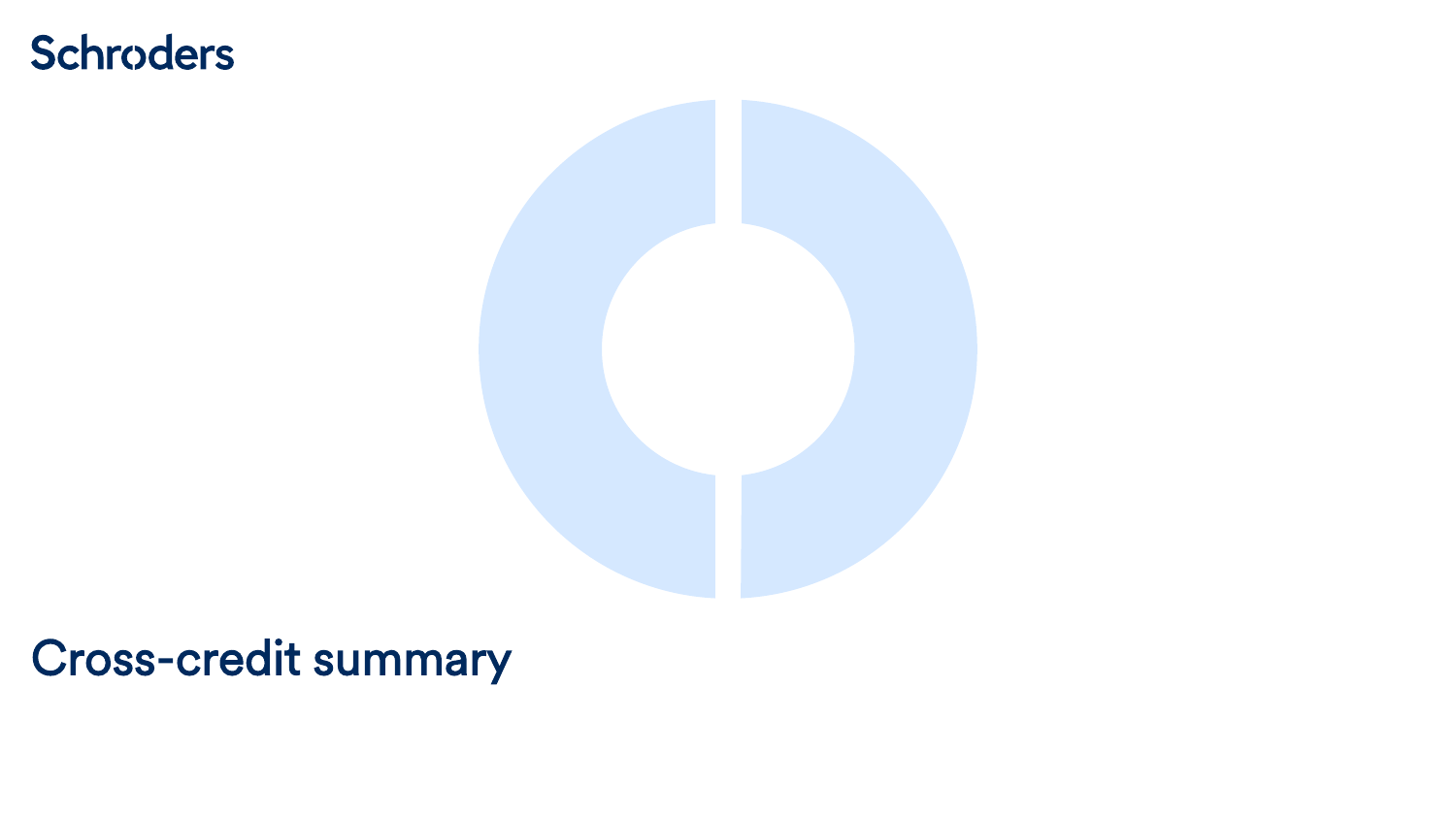# Cross-credit summary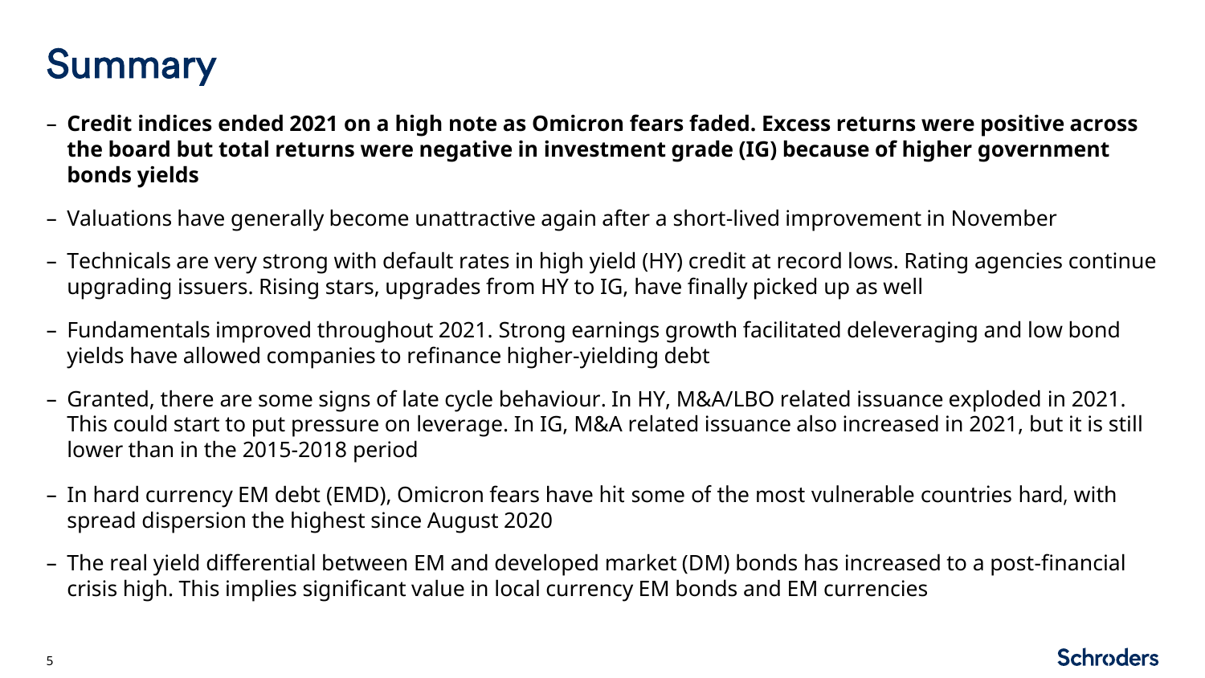# Summary

- **Credit indices ended 2021 on a high note as Omicron fears faded. Excess returns were positive across the board but total returns were negative in investment grade (IG) because of higher government bonds yields**
- Valuations have generally become unattractive again after a short-lived improvement in November
- Technicals are very strong with default rates in high yield (HY) credit at record lows. Rating agencies continue upgrading issuers. Rising stars, upgrades from HY to IG, have finally picked up as well
- Fundamentals improved throughout 2021. Strong earnings growth facilitated deleveraging and low bond yields have allowed companies to refinance higher-yielding debt
- Granted, there are some signs of late cycle behaviour. In HY, M&A/LBO related issuance exploded in 2021. This could start to put pressure on leverage. In IG, M&A related issuance also increased in 2021, but it is still lower than in the 2015-2018 period
- In hard currency EM debt (EMD), Omicron fears have hit some of the most vulnerable countries hard, with spread dispersion the highest since August 2020
- The real yield differential between EM and developed market (DM) bonds has increased to a post-financial crisis high. This implies significant value in local currency EM bonds and EM currencies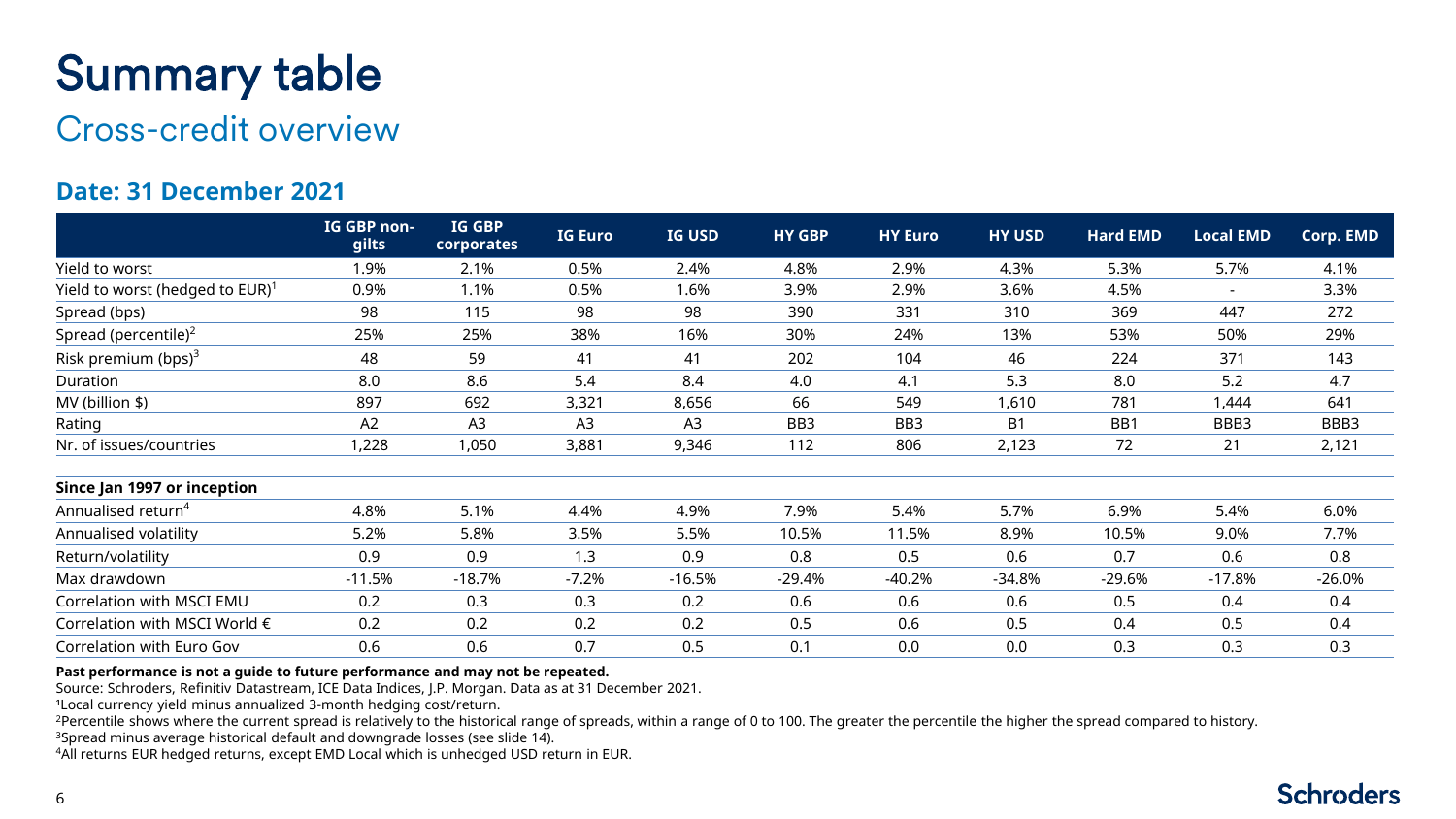# Summary table

## Cross-credit overview

### Date: 31 December 2021

| | IG GBP non-gilts | IG GBP corporates | IG Euro | IG USD | HY GBP | HY Euro | HY USD | Hard EMD | Local EMD | Corp. EMD |
|---|---|---|---|---|---|---|---|---|---|---|
| Yield to worst | 1.9% | 2.1% | 0.5% | 2.4% | 4.8% | 2.9% | 4.3% | 5.3% | 5.7% | 4.1% |
| Yield to worst (hedged to EUR)[1] | 0.9% | 1.1% | 0.5% | 1.6% | 3.9% | 2.9% | 3.6% | 4.5% | - | 3.3% |
| Spread (bps) | 98 | 115 | 98 | 98 | 390 | 331 | 310 | 369 | 447 | 272 |
| Spread (percentile)[2] | 25% | 25% | 38% | 16% | 30% | 24% | 13% | 53% | 50% | 29% |
| Risk premium (bps)[3] | 48 | 59 | 41 | 41 | 202 | 104 | 46 | 224 | 371 | 143 |
| Duration | 8.0 | 8.6 | 5.4 | 8.4 | 4.0 | 4.1 | 5.3 | 8.0 | 5.2 | 4.7 |
| MV (billion $) | 897 | 692 | 3,321 | 8,656 | 66 | 549 | 1,610 | 781 | 1,444 | 641 |
| Rating | A2 | A3 | A3 | A3 | BB3 | BB3 | B1 | BB1 | BBB3 | BBB3 |
| Nr. of issues/countries | 1,228 | 1,050 | 3,881 | 9,346 | 112 | 806 | 2,123 | 72 | 21 | 2,121 |
| **Since Jan 1997 or inception** | | | | | | | | | | |
| Annualised return[4] | 4.8% | 5.1% | 4.4% | 4.9% | 7.9% | 5.4% | 5.7% | 6.9% | 5.4% | 6.0% |
| Annualised volatility | 5.2% | 5.8% | 3.5% | 5.5% | 10.5% | 11.5% | 8.9% | 10.5% | 9.0% | 7.7% |
| Return/volatility | 0.9 | 0.9 | 1.3 | 0.9 | 0.8 | 0.5 | 0.6 | 0.7 | 0.6 | 0.8 |
| Max drawdown | -11.5% | -18.7% | -7.2% | -16.5% | -29.4% | -40.2% | -34.8% | -29.6% | -17.8% | -26.0% |
| Correlation with MSCI EMU | 0.2 | 0.3 | 0.3 | 0.2 | 0.6 | 0.6 | 0.6 | 0.5 | 0.4 | 0.4 |
| Correlation with MSCI World € | 0.2 | 0.2 | 0.2 | 0.2 | 0.5 | 0.6 | 0.5 | 0.4 | 0.5 | 0.4 |
| Correlation with Euro Gov | 0.6 | 0.6 | 0.7 | 0.5 | 0.1 | 0.0 | 0.0 | 0.3 | 0.3 | 0.3 |

**Past performance is not a guide to future performance and may not be repeated.**

Source: Schroders, Refinitiv Datastream, ICE Data Indices, J.P. Morgan. Data as at 31 December 2021.

[1]Local currency yield minus annualized 3-month hedging cost/return.

[2]Percentile shows where the current spread is relatively to the historical range of spreads, within a range of 0 to 100. The greater the percentile the higher the spread compared to history.

[3]Spread minus average historical default and downgrade losses (see slide 14).

[4]All returns EUR hedged returns, except EMD Local which is unhedged USD return in EUR.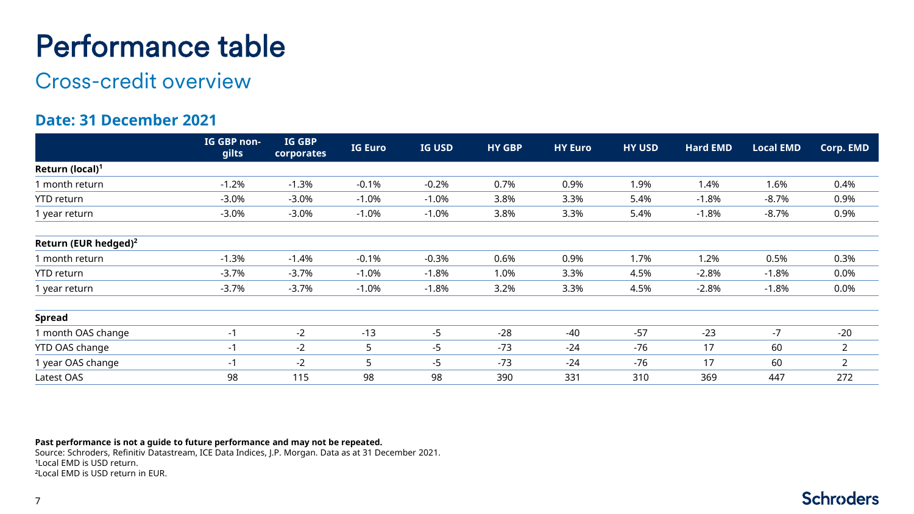# Performance table

## Cross-credit overview

### Date: 31 December 2021

| | IG GBP non-gilts | IG GBP corporates | IG Euro | IG USD | HY GBP | HY Euro | HY USD | Hard EMD | Local EMD | Corp. EMD |
|---|---|---|---|---|---|---|---|---|---|---|
| **Return (local)[1]** | | | | | | | | | | |
| 1 month return | -1.2% | -1.3% | -0.1% | -0.2% | 0.7% | 0.9% | 1.9% | 1.4% | 1.6% | 0.4% |
| YTD return | -3.0% | -3.0% | -1.0% | -1.0% | 3.8% | 3.3% | 5.4% | -1.8% | -8.7% | 0.9% |
| 1 year return | -3.0% | -3.0% | -1.0% | -1.0% | 3.8% | 3.3% | 5.4% | -1.8% | -8.7% | 0.9% |
| **Return (EUR hedged)[2]** | | | | | | | | | | |
| 1 month return | -1.3% | -1.4% | -0.1% | -0.3% | 0.6% | 0.9% | 1.7% | 1.2% | 0.5% | 0.3% |
| YTD return | -3.7% | -3.7% | -1.0% | -1.8% | 1.0% | 3.3% | 4.5% | -2.8% | -1.8% | 0.0% |
| 1 year return | -3.7% | -3.7% | -1.0% | -1.8% | 3.2% | 3.3% | 4.5% | -2.8% | -1.8% | 0.0% |
| **Spread** | | | | | | | | | | |
| 1 month OAS change | -1 | -2 | -13 | -5 | -28 | -40 | -57 | -23 | -7 | -20 |
| YTD OAS change | -1 | -2 | 5 | -5 | -73 | -24 | -76 | 17 | 60 | 2 |
| 1 year OAS change | -1 | -2 | 5 | -5 | -73 | -24 | -76 | 17 | 60 | 2 |
| Latest OAS | 98 | 115 | 98 | 98 | 390 | 331 | 310 | 369 | 447 | 272 |

**Past performance is not a guide to future performance and may not be repeated.**

Source: Schroders, Refinitiv Datastream, ICE Data Indices, J.P. Morgan. Data as at 31 December 2021.

[1]Local EMD is USD return.

[2]Local EMD is USD return in EUR.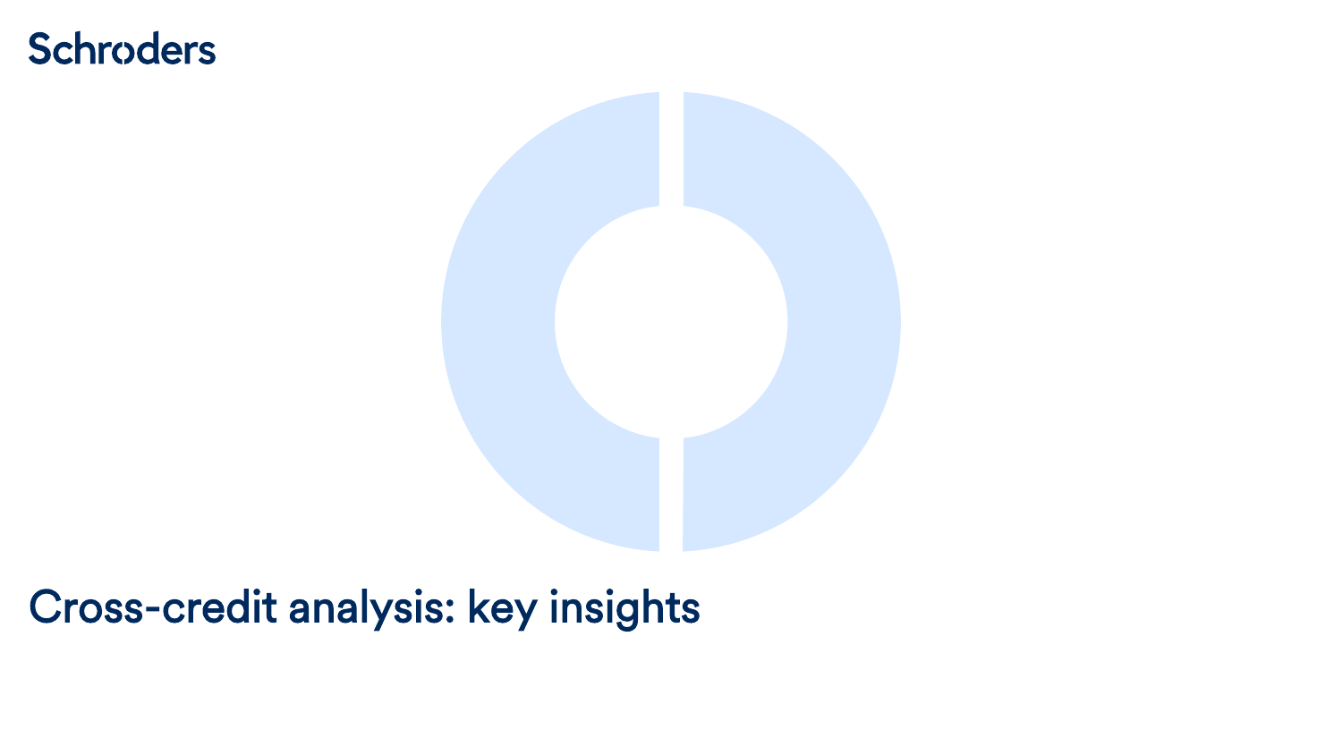# Cross-credit analysis: key insights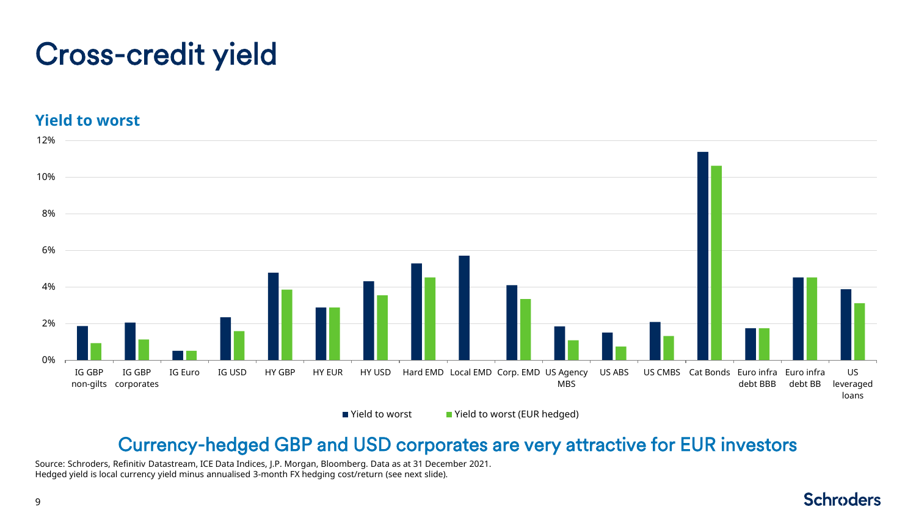# Cross-credit yield

## Yield to worst

| | Yield to worst | Yield to worst (EUR hedged) |
|---|---|---|
| IG GBP non-gilts | ~1.9% | ~0.9% |
| IG GBP corporates | ~2.1% | ~1.1% |
| IG Euro | ~0.5% | ~0.5% |
| IG USD | ~2.3% | ~1.6% |
| HY GBP | ~4.8% | ~3.9% |
| HY EUR | ~2.9% | ~2.9% |
| HY USD | ~4.3% | ~3.5% |
| Hard EMD | ~5.3% | ~4.5% |
| Local EMD | ~5.7% | |
| Corp. EMD | ~4.1% | ~3.3% |
| US Agency MBS | ~1.8% | ~1.1% |
| US ABS | ~1.5% | ~0.7% |
| US CMBS | ~2.1% | ~1.3% |
| Cat Bonds | ~11.4% | ~10.6% |
| Euro infra debt BBB | ~1.7% | ~1.7% |
| Euro infra debt BB | ~4.5% | ~4.5% |
| US leveraged loans | ~3.9% | ~3.1% |

Currency-hedged GBP and USD corporates are very attractive for EUR investors

Source: Schroders, Refinitiv Datastream, ICE Data Indices, J.P. Morgan, Bloomberg. Data as at 31 December 2021.
Hedged yield is local currency yield minus annualised 3-month FX hedging cost/return (see next slide).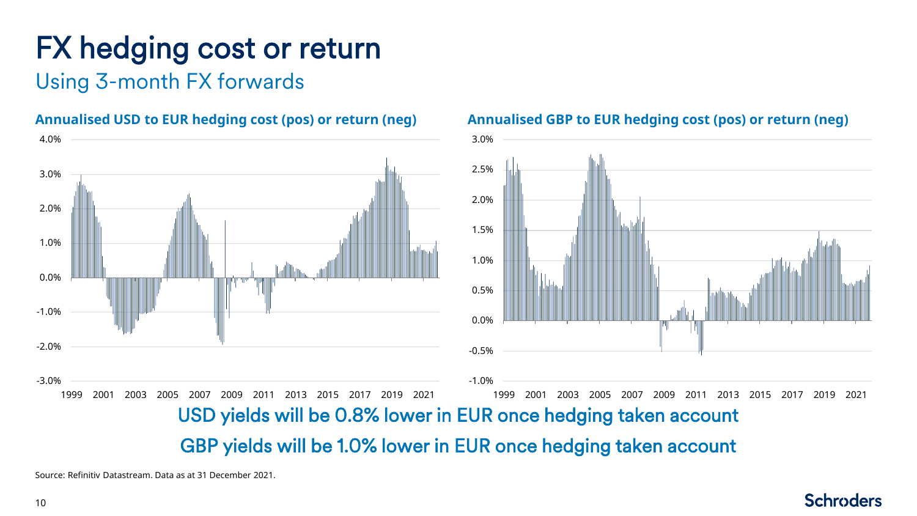# FX hedging cost or return

## Using 3-month FX forwards

**Annualised USD to EUR hedging cost (pos) or return (neg)**

**Annualised GBP to EUR hedging cost (pos) or return (neg)**

USD yields will be 0.8% lower in EUR once hedging taken account

GBP yields will be 1.0% lower in EUR once hedging taken account

Source: Refinitiv Datastream. Data as at 31 December 2021.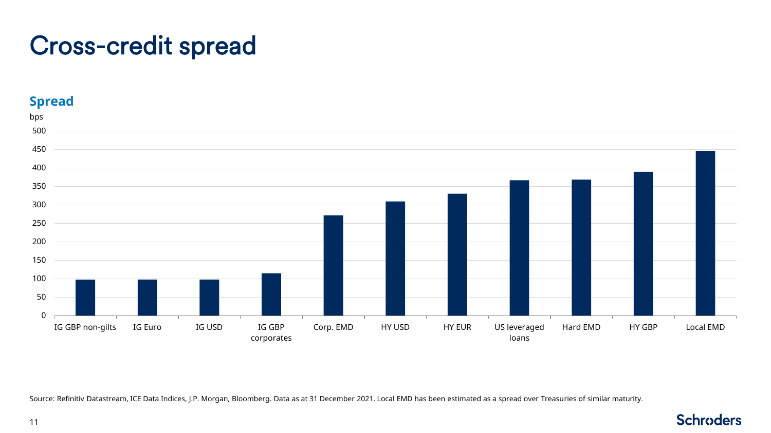# Cross-credit spread

## Spread

bps

| Category | Spread (bps) |
|---|---|
| IG GBP non-gilts | ~98 |
| IG Euro | ~98 |
| IG USD | ~98 |
| IG GBP corporates | ~115 |
| Corp. EMD | ~272 |
| HY USD | ~310 |
| HY EUR | ~330 |
| US leveraged loans | ~367 |
| Hard EMD | ~369 |
| HY GBP | ~390 |
| Local EMD | ~447 |

Source: Refinitiv Datastream, ICE Data Indices, J.P. Morgan, Bloomberg. Data as at 31 December 2021. Local EMD has been estimated as a spread over Treasuries of similar maturity.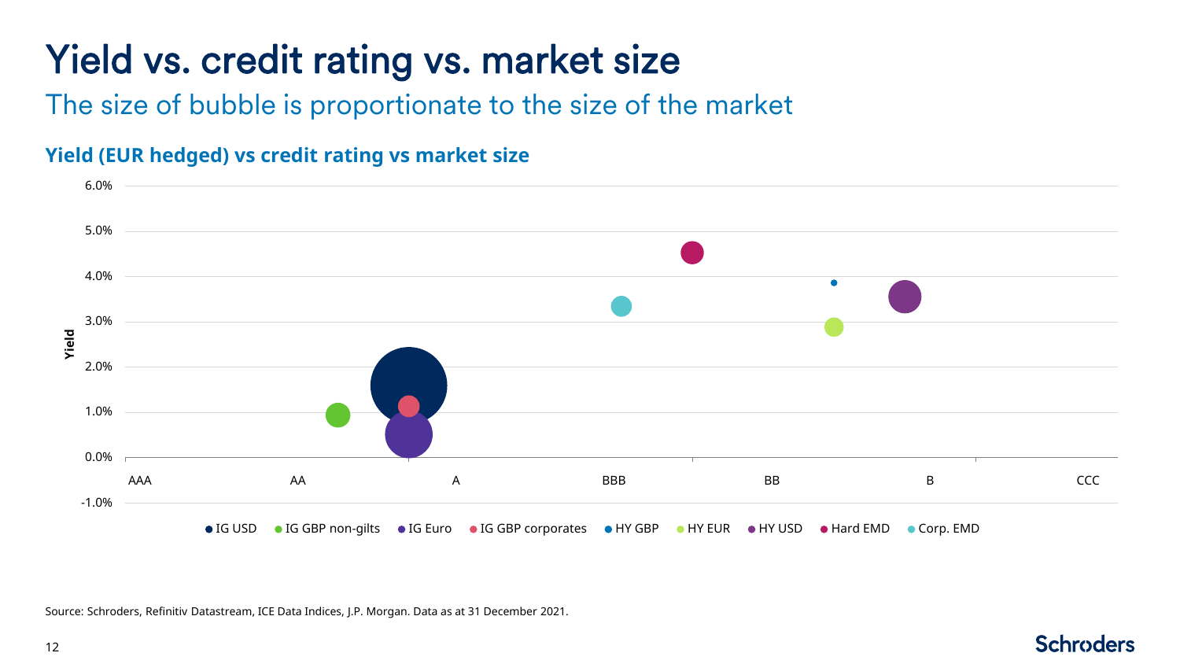# Yield vs. credit rating vs. market size

## The size of bubble is proportionate to the size of the market

### Yield (EUR hedged) vs credit rating vs market size

Yield: 6.0%, 5.0%, 4.0%, 3.0%, 2.0%, 1.0%, 0.0%, -1.0%

AAA, AA, A, BBB, BB, B, CCC

● IG USD ● IG GBP non-gilts ● IG Euro ● IG GBP corporates ● HY GBP ● HY EUR ● HY USD ● Hard EMD ● Corp. EMD

Source: Schroders, Refinitiv Datastream, ICE Data Indices, J.P. Morgan. Data as at 31 December 2021.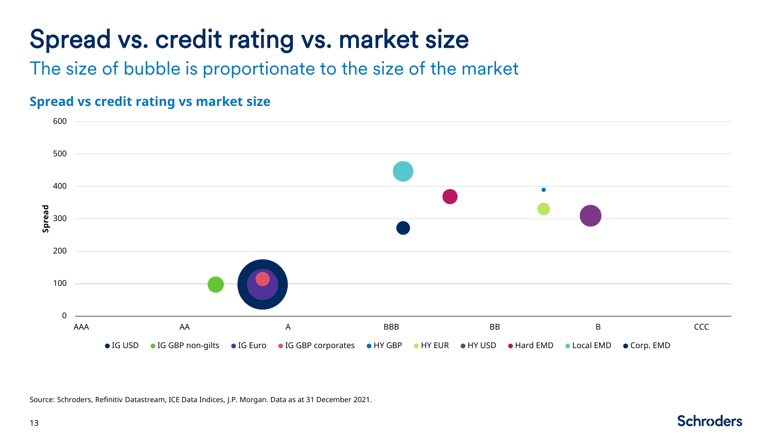# Spread vs. credit rating vs. market size

## The size of bubble is proportionate to the size of the market

### Spread vs credit rating vs market size

Spread

600
500
400
300
200
100
0

AAA AA A BBB BB B CCC

● IG USD ● IG GBP non-gilts ● IG Euro ● IG GBP corporates ● HY GBP ● HY EUR ● HY USD ● Hard EMD ● Local EMD ● Corp. EMD

Source: Schroders, Refinitiv Datastream, ICE Data Indices, J.P. Morgan. Data as at 31 December 2021.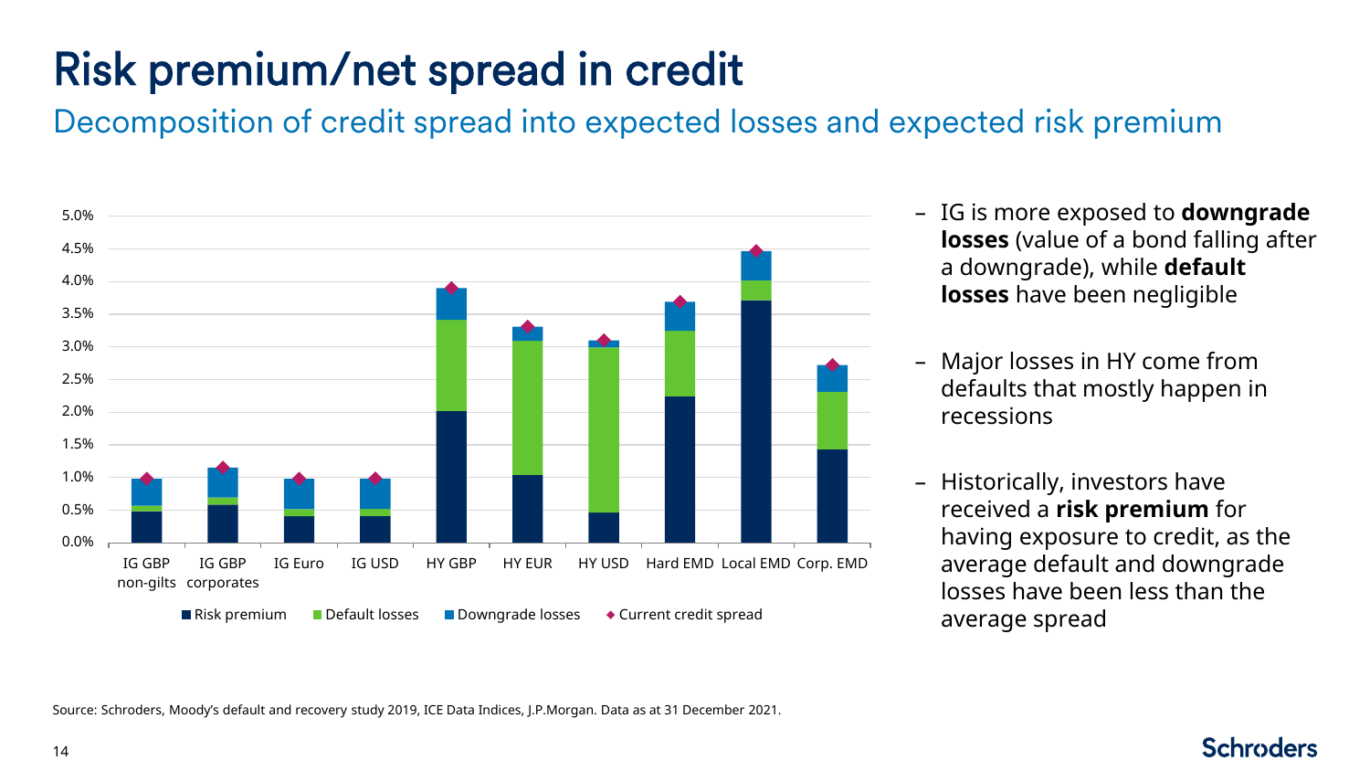# Risk premium/net spread in credit

## Decomposition of credit spread into expected losses and expected risk premium

- IG is more exposed to **downgrade losses** (value of a bond falling after a downgrade), while **default losses** have been negligible
- Major losses in HY come from defaults that mostly happen in recessions
- Historically, investors have received a **risk premium** for having exposure to credit, as the average default and downgrade losses have been less than the average spread

Source: Schroders, Moody's default and recovery study 2019, ICE Data Indices, J.P.Morgan. Data as at 31 December 2021.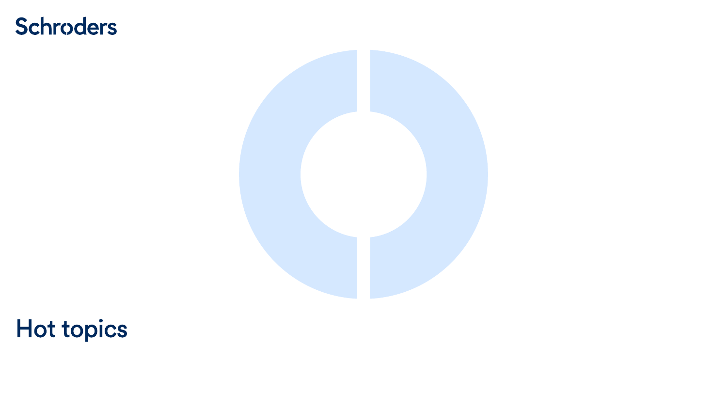# Hot topics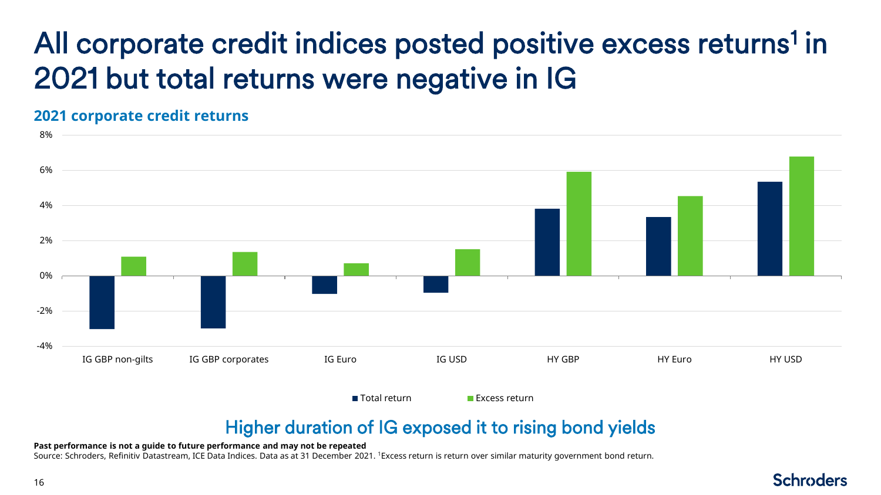# All corporate credit indices posted positive excess returns[1] in 2021 but total returns were negative in IG

## 2021 corporate credit returns

| | Total return | Excess return |
|---|---|---|
| IG GBP non-gilts | -3.0% | 1.1% |
| IG GBP corporates | -3.0% | 1.3% |
| IG Euro | -1.0% | 0.7% |
| IG USD | -0.9% | 1.5% |
| HY GBP | 3.8% | 5.9% |
| HY Euro | 3.3% | 4.5% |
| HY USD | 5.3% | 6.8% |

Higher duration of IG exposed it to rising bond yields

**Past performance is not a guide to future performance and may not be repeated**

Source: Schroders, Refinitiv Datastream, ICE Data Indices. Data as at 31 December 2021. [1]Excess return is return over similar maturity government bond return.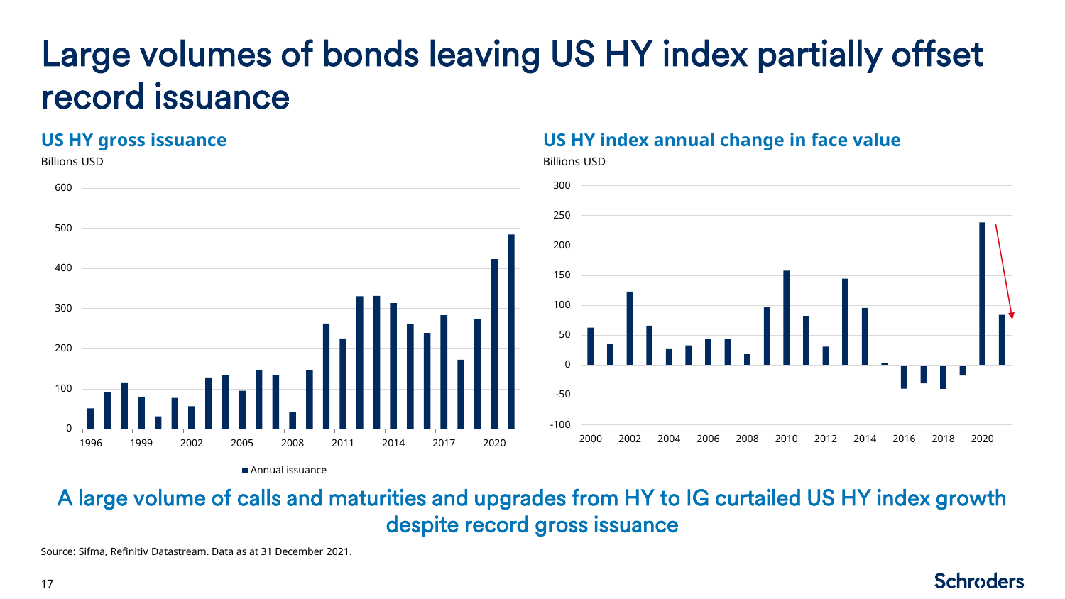# Large volumes of bonds leaving US HY index partially offset record issuance

## US HY gross issuance

Billions USD

■ Annual issuance

## US HY index annual change in face value

Billions USD

A large volume of calls and maturities and upgrades from HY to IG curtailed US HY index growth despite record gross issuance

Source: Sifma, Refinitiv Datastream. Data as at 31 December 2021.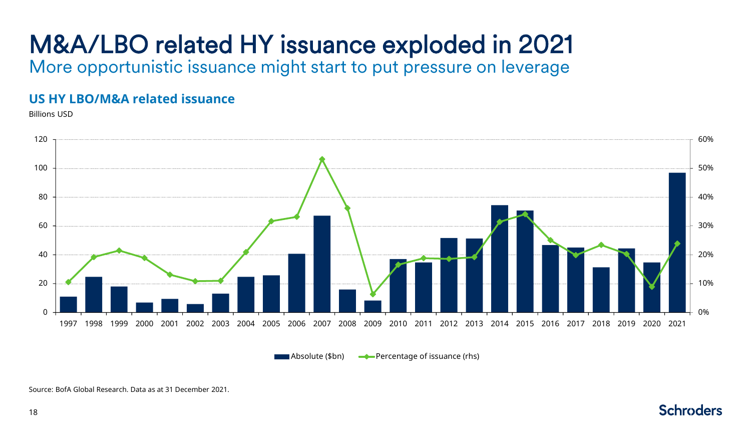# M&A/LBO related HY issuance exploded in 2021

## More opportunistic issuance might start to put pressure on leverage

### US HY LBO/M&A related issuance

Billions USD

Absolute ($bn) — Percentage of issuance (rhs)

Source: BofA Global Research. Data as at 31 December 2021.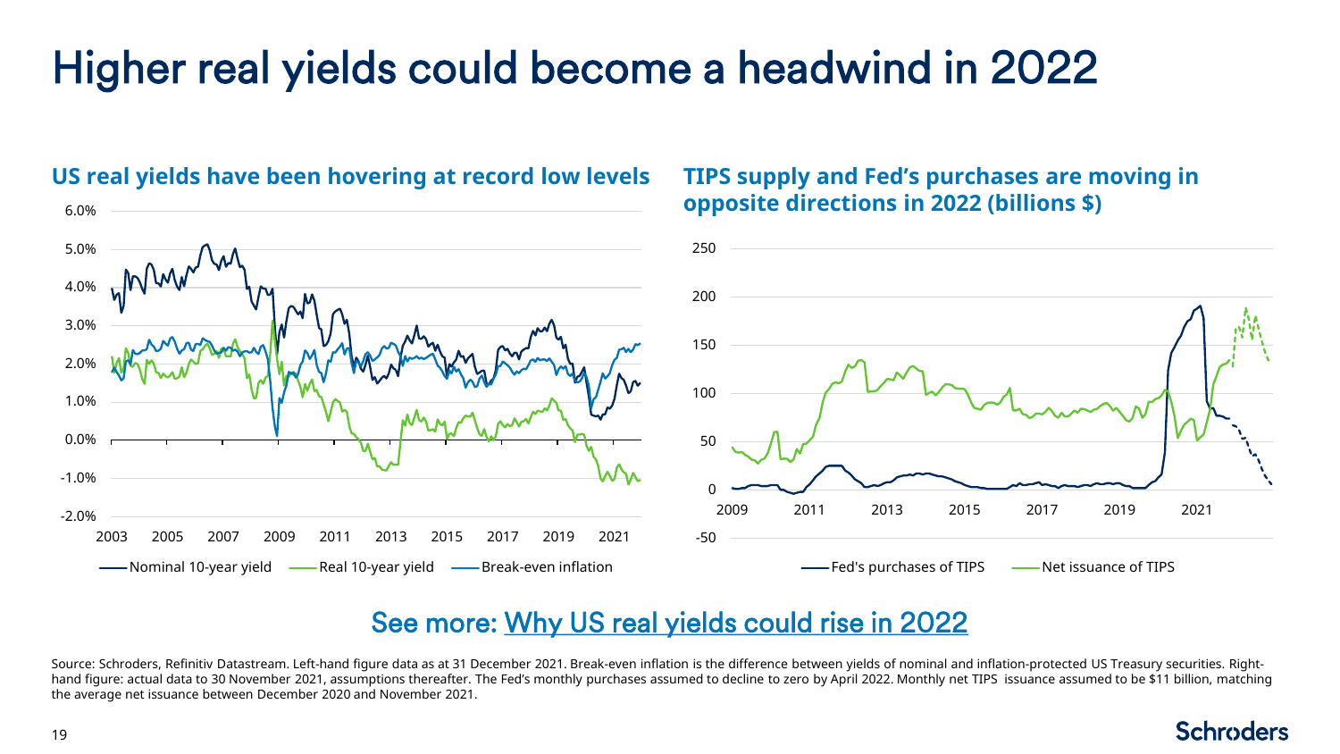# Higher real yields could become a headwind in 2022

## US real yields have been hovering at record low levels

## TIPS supply and Fed's purchases are moving in opposite directions in 2022 (billions $)

See more: Why US real yields could rise in 2022

Source: Schroders, Refinitiv Datastream. Left-hand figure data as at 31 December 2021. Break-even inflation is the difference between yields of nominal and inflation-protected US Treasury securities. Right-hand figure: actual data to 30 November 2021, assumptions thereafter. The Fed's monthly purchases assumed to decline to zero by April 2022. Monthly net TIPS issuance assumed to be $11 billion, matching the average net issuance between December 2020 and November 2021.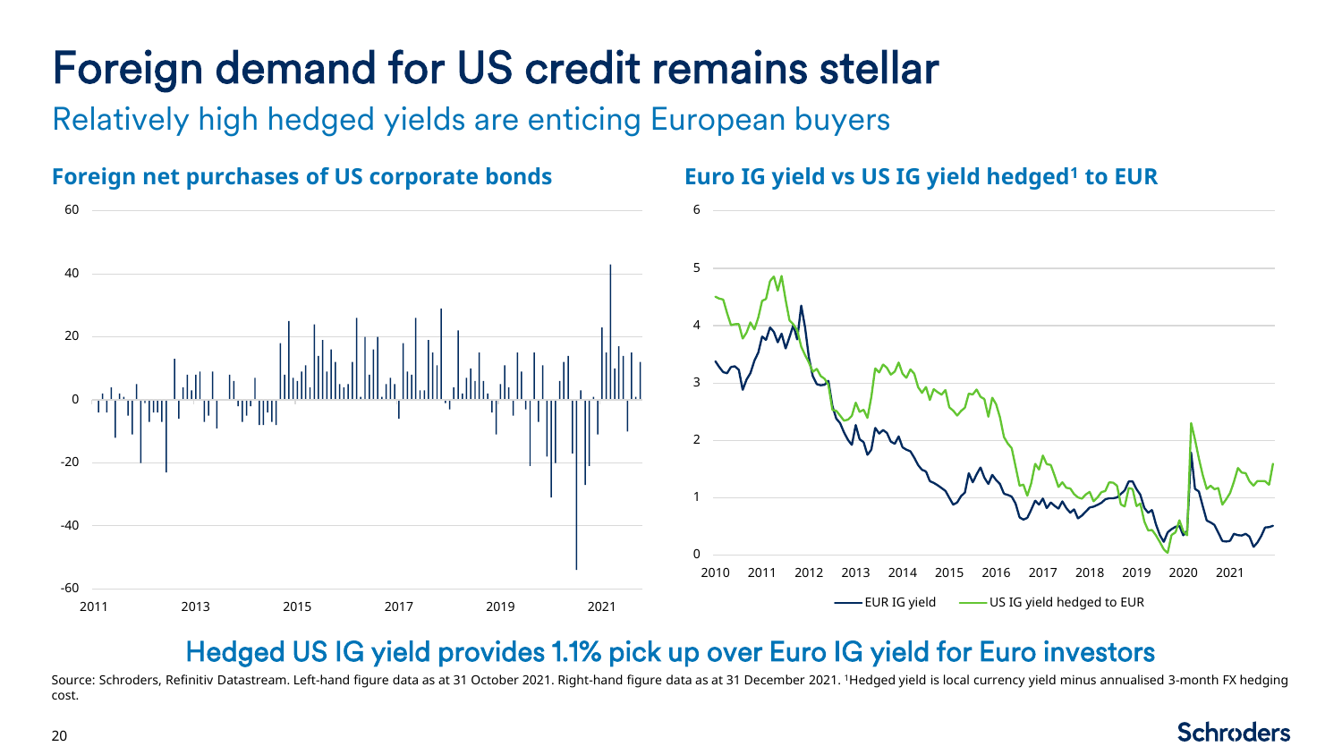# Foreign demand for US credit remains stellar

## Relatively high hedged yields are enticing European buyers

### Foreign net purchases of US corporate bonds

### Euro IG yield vs US IG yield hedged[1] to EUR

EUR IG yield — US IG yield hedged to EUR

## Hedged US IG yield provides 1.1% pick up over Euro IG yield for Euro investors

Source: Schroders, Refinitiv Datastream. Left-hand figure data as at 31 October 2021. Right-hand figure data as at 31 December 2021. [1]Hedged yield is local currency yield minus annualised 3-month FX hedging cost.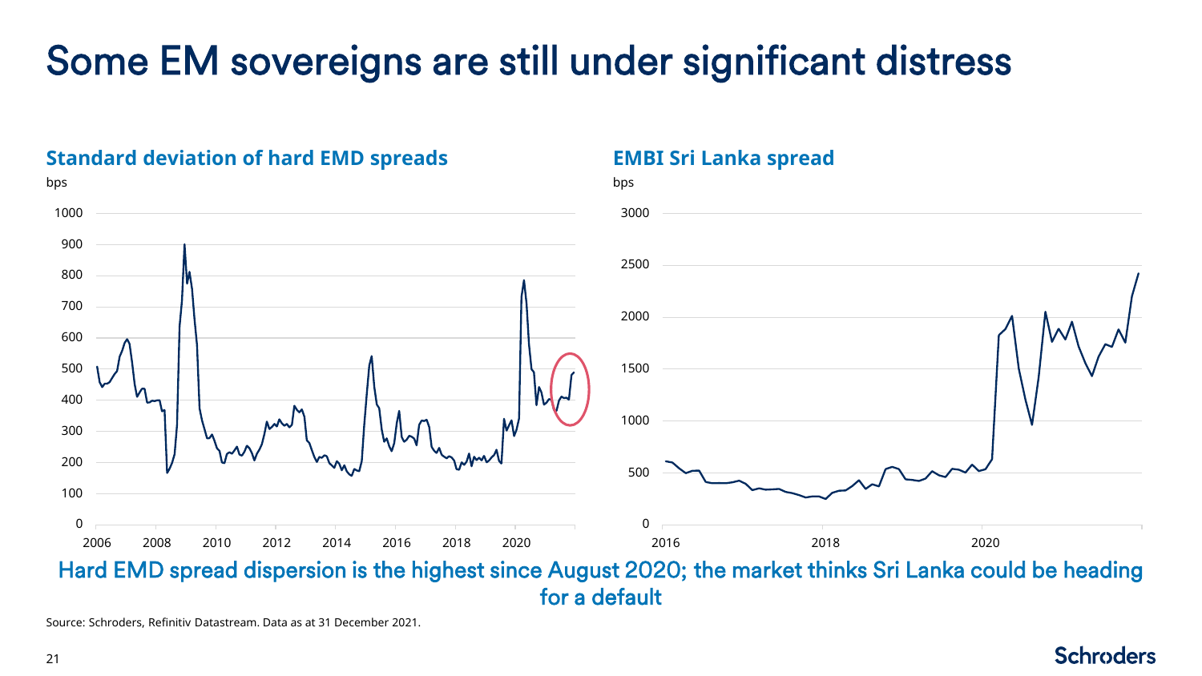# Some EM sovereigns are still under significant distress

### Standard deviation of hard EMD spreads

bps

### EMBI Sri Lanka spread

bps

Hard EMD spread dispersion is the highest since August 2020; the market thinks Sri Lanka could be heading for a default

Source: Schroders, Refinitiv Datastream. Data as at 31 December 2021.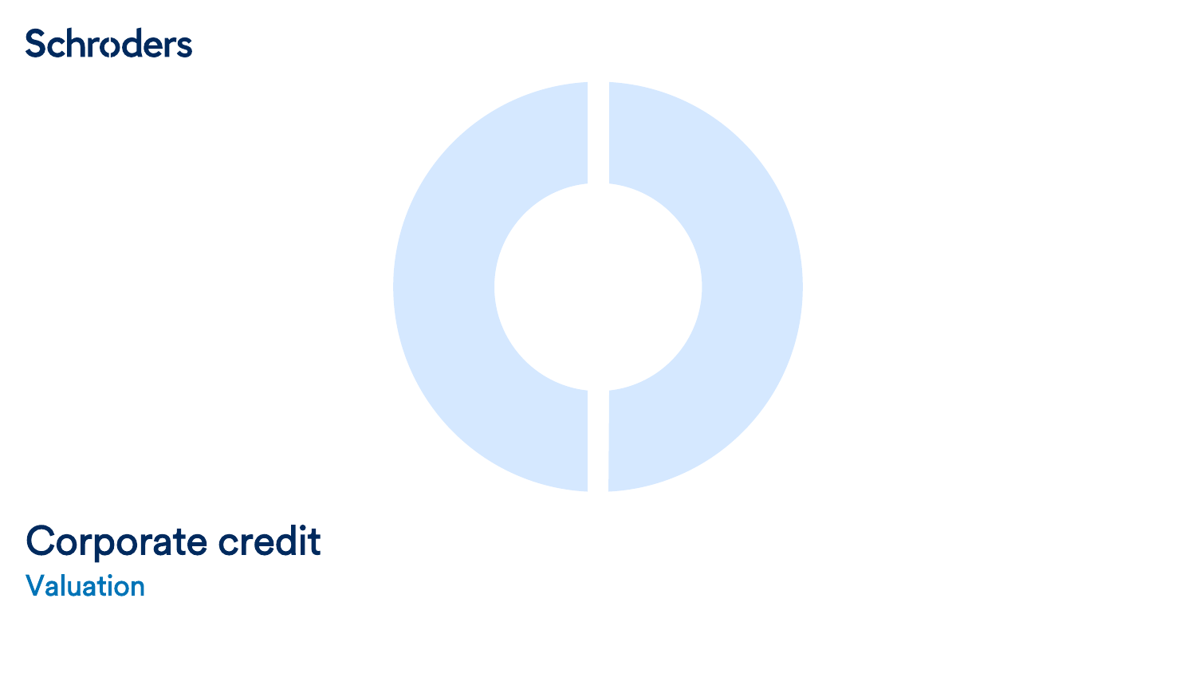# Corporate credit

## Valuation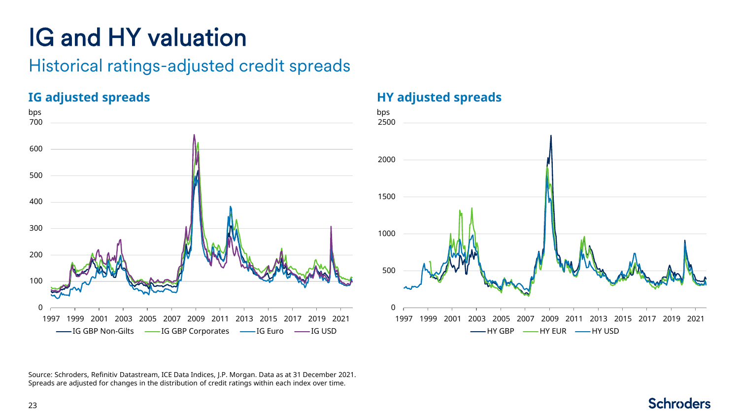# IG and HY valuation

## Historical ratings-adjusted credit spreads

### IG adjusted spreads

bps

Legend: IG GBP Non-Gilts, IG GBP Corporates, IG Euro, IG USD

### HY adjusted spreads

bps

Legend: HY GBP, HY EUR, HY USD

Source: Schroders, Refinitiv Datastream, ICE Data Indices, J.P. Morgan. Data as at 31 December 2021. Spreads are adjusted for changes in the distribution of credit ratings within each index over time.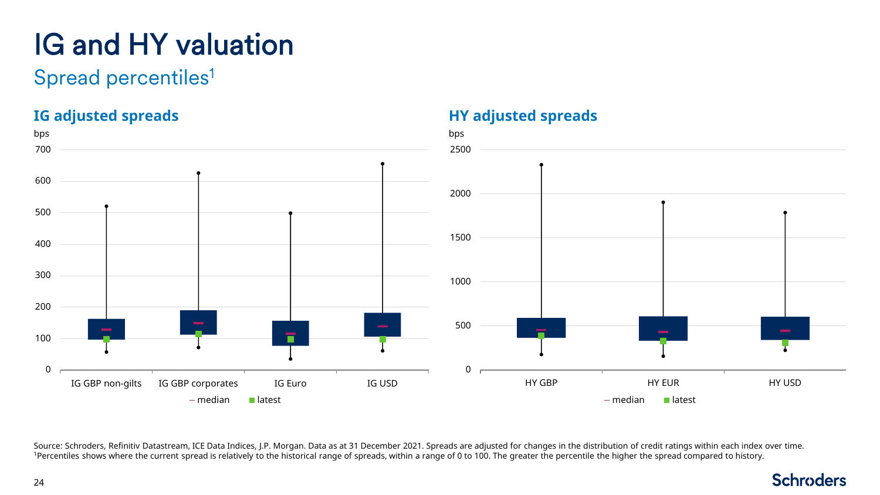# IG and HY valuation

## Spread percentiles[1]

### IG adjusted spreads

bps

IG GBP non-gilts, IG GBP corporates, IG Euro, IG USD

– median ■ latest

### HY adjusted spreads

bps

HY GBP, HY EUR, HY USD

– median ■ latest

Source: Schroders, Refinitiv Datastream, ICE Data Indices, J.P. Morgan. Data as at 31 December 2021. Spreads are adjusted for changes in the distribution of credit ratings within each index over time.
[1]Percentiles shows where the current spread is relatively to the historical range of spreads, within a range of 0 to 100. The greater the percentile the higher the spread compared to history.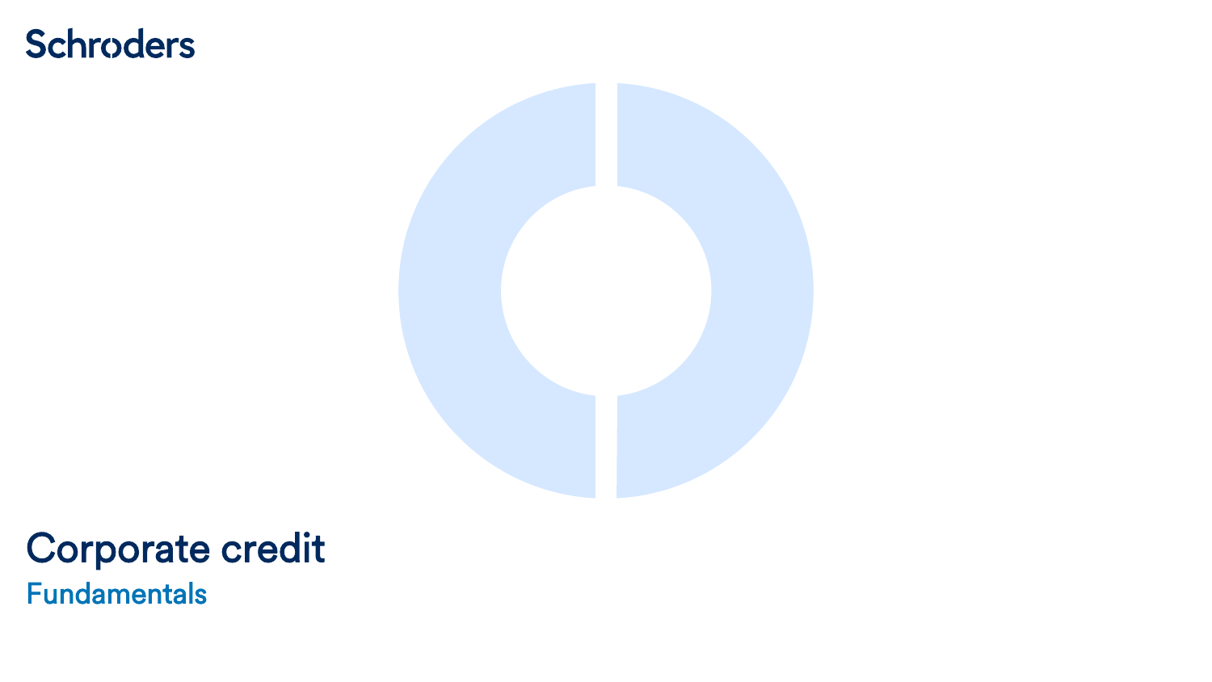# Corporate credit

## Fundamentals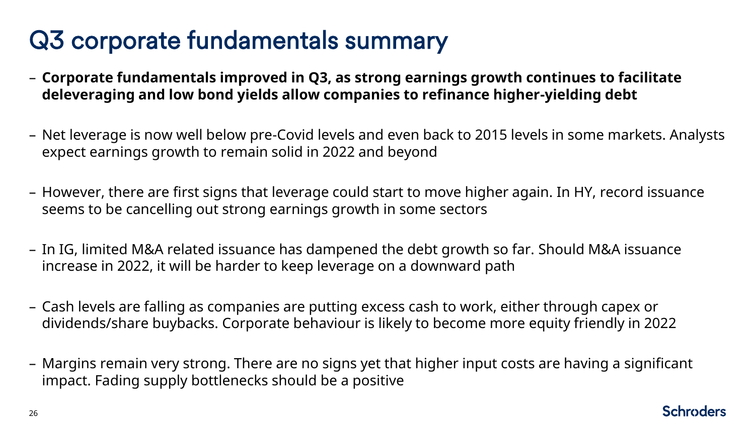# Q3 corporate fundamentals summary

- **Corporate fundamentals improved in Q3, as strong earnings growth continues to facilitate deleveraging and low bond yields allow companies to refinance higher-yielding debt**
- Net leverage is now well below pre-Covid levels and even back to 2015 levels in some markets. Analysts expect earnings growth to remain solid in 2022 and beyond
- However, there are first signs that leverage could start to move higher again. In HY, record issuance seems to be cancelling out strong earnings growth in some sectors
- In IG, limited M&A related issuance has dampened the debt growth so far. Should M&A issuance increase in 2022, it will be harder to keep leverage on a downward path
- Cash levels are falling as companies are putting excess cash to work, either through capex or dividends/share buybacks. Corporate behaviour is likely to become more equity friendly in 2022
- Margins remain very strong. There are no signs yet that higher input costs are having a significant impact. Fading supply bottlenecks should be a positive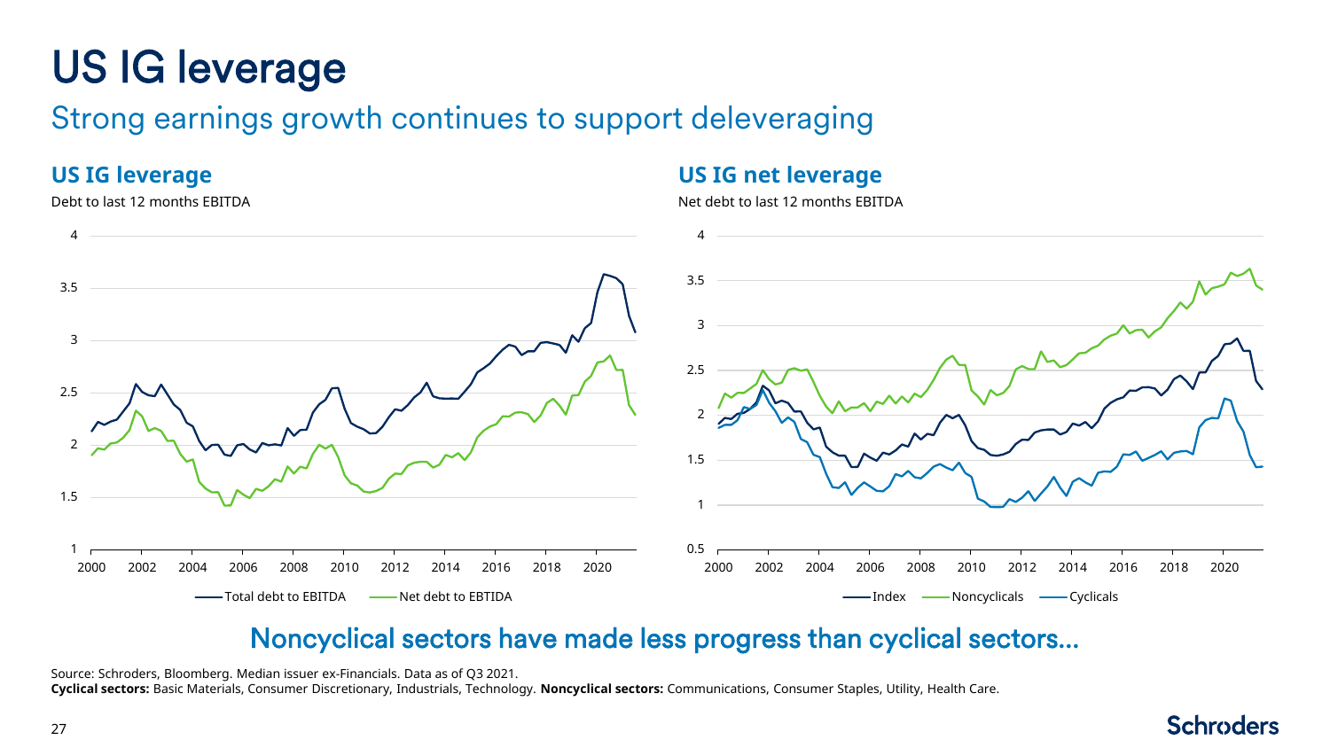# US IG leverage

## Strong earnings growth continues to support deleveraging

### US IG leverage

Debt to last 12 months EBITDA

Total debt to EBITDA — Net debt to EBTIDA

### US IG net leverage

Net debt to last 12 months EBITDA

Index — Noncyclicals — Cyclicals

## Noncyclical sectors have made less progress than cyclical sectors...

Source: Schroders, Bloomberg. Median issuer ex-Financials. Data as of Q3 2021.

**Cyclical sectors:** Basic Materials, Consumer Discretionary, Industrials, Technology. **Noncyclical sectors:** Communications, Consumer Staples, Utility, Health Care.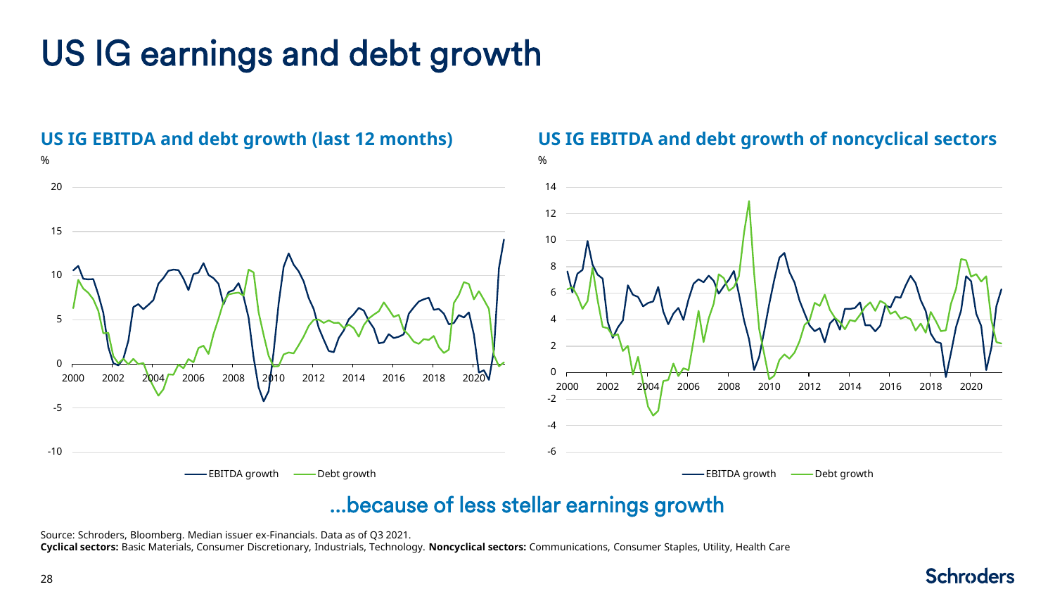# US IG earnings and debt growth

### US IG EBITDA and debt growth (last 12 months)

### US IG EBITDA and debt growth of noncyclical sectors

## …because of less stellar earnings growth

Source: Schroders, Bloomberg. Median issuer ex-Financials. Data as of Q3 2021.

**Cyclical sectors:** Basic Materials, Consumer Discretionary, Industrials, Technology. **Noncyclical sectors:** Communications, Consumer Staples, Utility, Health Care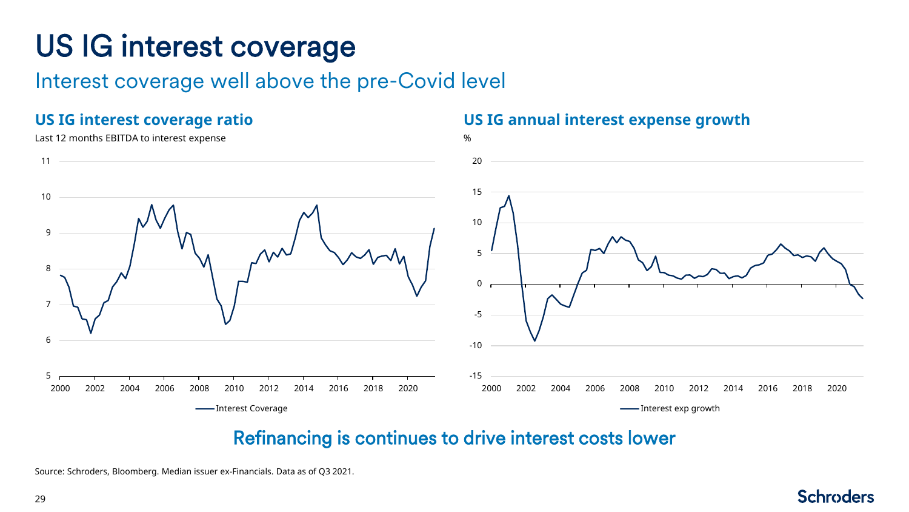# US IG interest coverage

## Interest coverage well above the pre-Covid level

### US IG interest coverage ratio

Last 12 months EBITDA to interest expense

### US IG annual interest expense growth

%

**Refinancing is continues to drive interest costs lower**

Source: Schroders, Bloomberg. Median issuer ex-Financials. Data as of Q3 2021.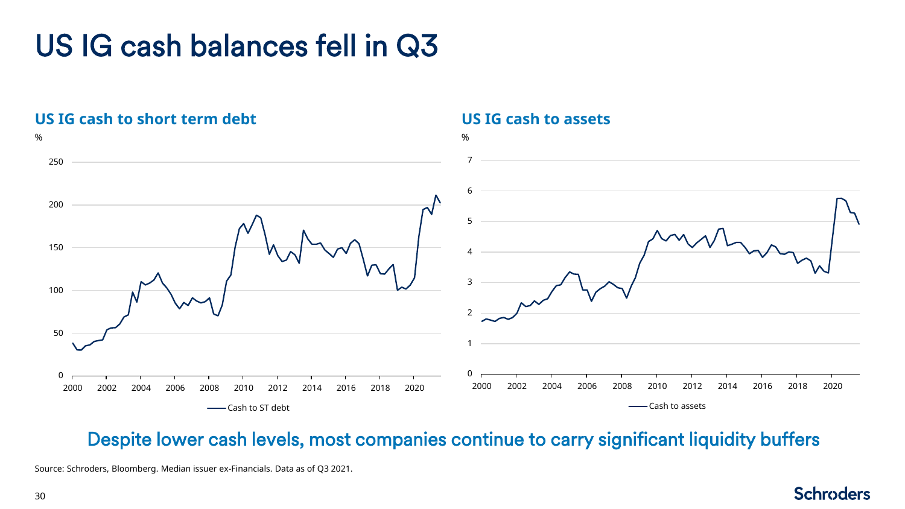# US IG cash balances fell in Q3

## US IG cash to short term debt

%

250

200

150

100

50

0

2000 2002 2004 2006 2008 2010 2012 2014 2016 2018 2020

Cash to ST debt

## US IG cash to assets

%

7

6

5

4

3

2

1

0

2000 2002 2004 2006 2008 2010 2012 2014 2016 2018 2020

Cash to assets

**Despite lower cash levels, most companies continue to carry significant liquidity buffers**

Source: Schroders, Bloomberg. Median issuer ex-Financials. Data as of Q3 2021.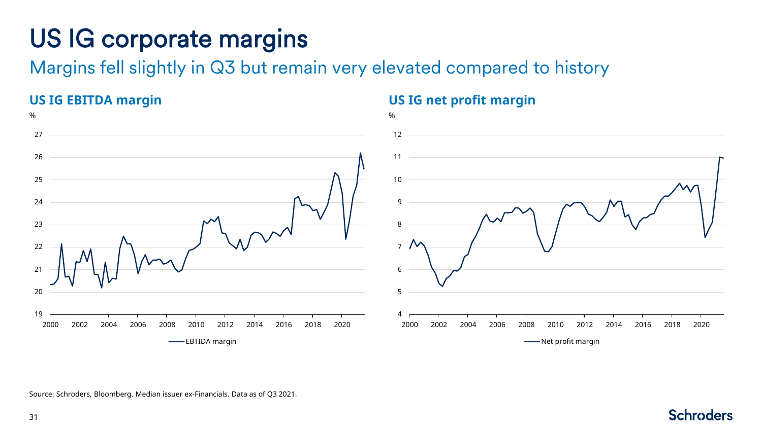# US IG corporate margins

## Margins fell slightly in Q3 but remain very elevated compared to history

### US IG EBITDA margin

%

EBTIDA margin

### US IG net profit margin

%

Net profit margin

Source: Schroders, Bloomberg. Median issuer ex-Financials. Data as of Q3 2021.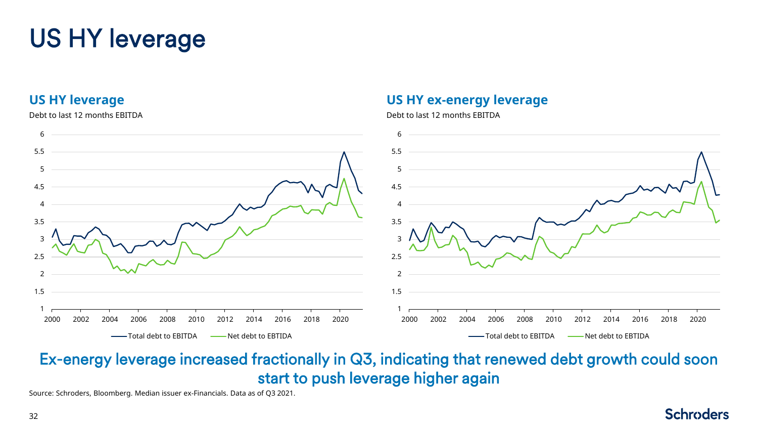# US HY leverage

## US HY leverage

Debt to last 12 months EBITDA

## US HY ex-energy leverage

Debt to last 12 months EBITDA

Ex-energy leverage increased fractionally in Q3, indicating that renewed debt growth could soon start to push leverage higher again

Source: Schroders, Bloomberg. Median issuer ex-Financials. Data as of Q3 2021.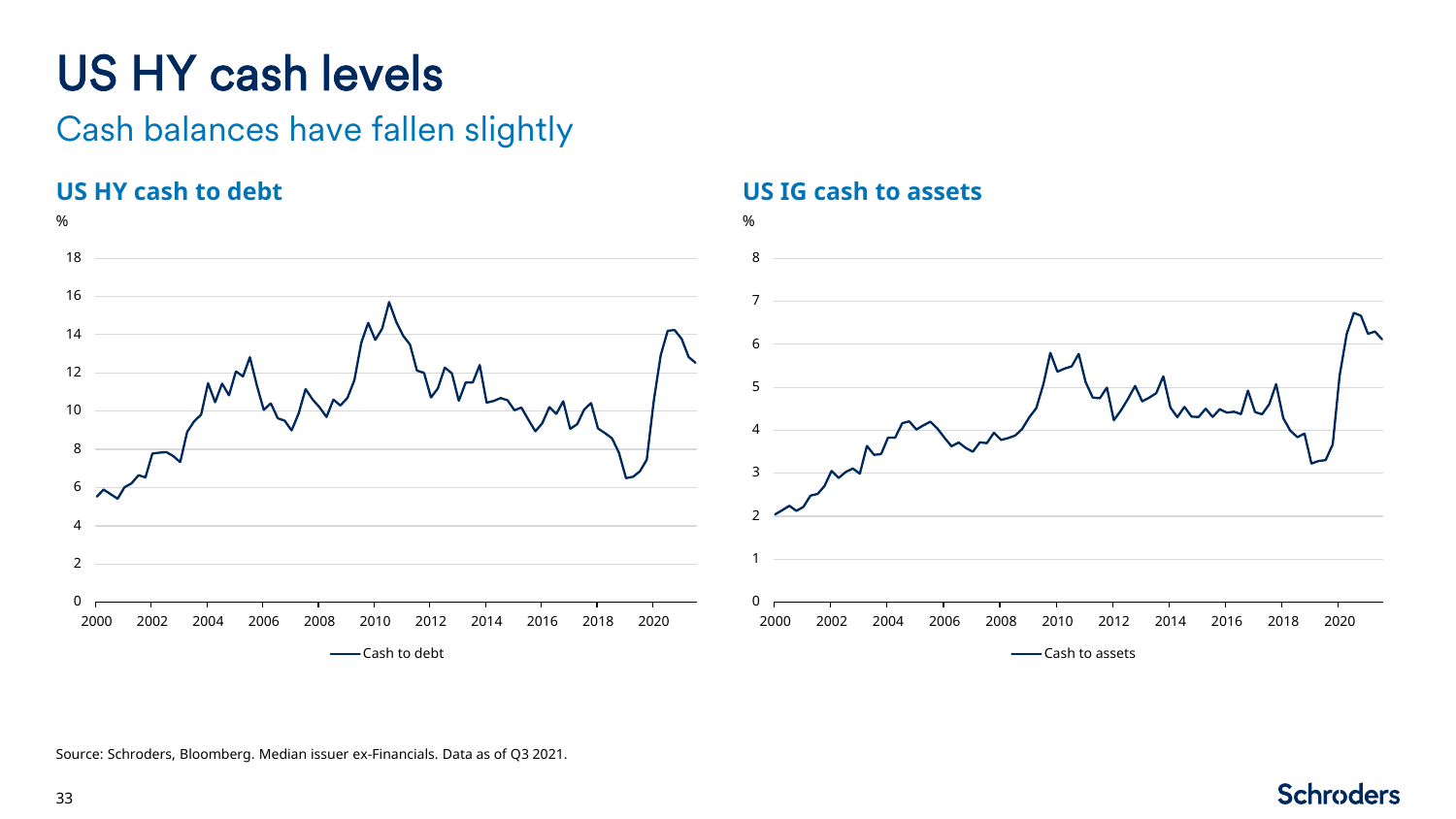# US HY cash levels

## Cash balances have fallen slightly

### US HY cash to debt

### US IG cash to assets

Source: Schroders, Bloomberg. Median issuer ex-Financials. Data as of Q3 2021.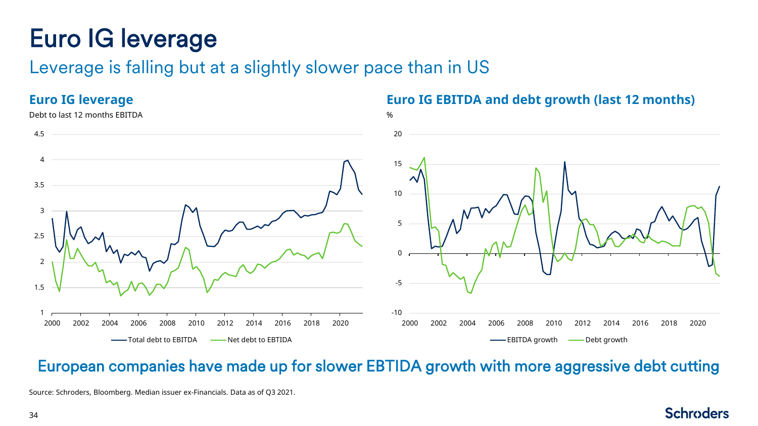# Euro IG leverage

## Leverage is falling but at a slightly slower pace than in US

### Euro IG leverage

Debt to last 12 months EBITDA

### Euro IG EBITDA and debt growth (last 12 months)

%

## European companies have made up for slower EBTIDA growth with more aggressive debt cutting

Source: Schroders, Bloomberg. Median issuer ex-Financials. Data as of Q3 2021.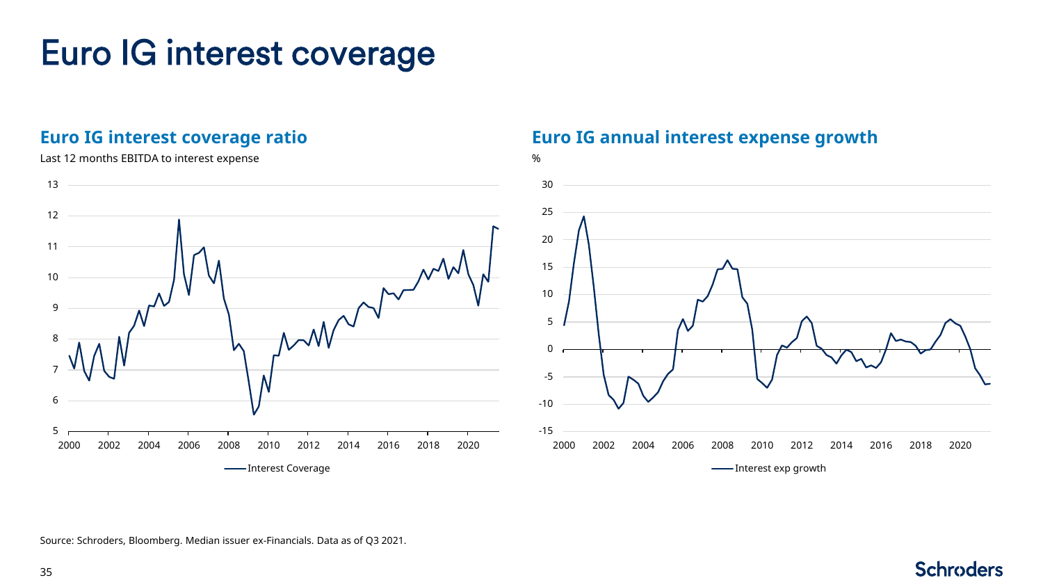# Euro IG interest coverage

## Euro IG interest coverage ratio

Last 12 months EBITDA to interest expense

## Euro IG annual interest expense growth

%

Source: Schroders, Bloomberg. Median issuer ex-Financials. Data as of Q3 2021.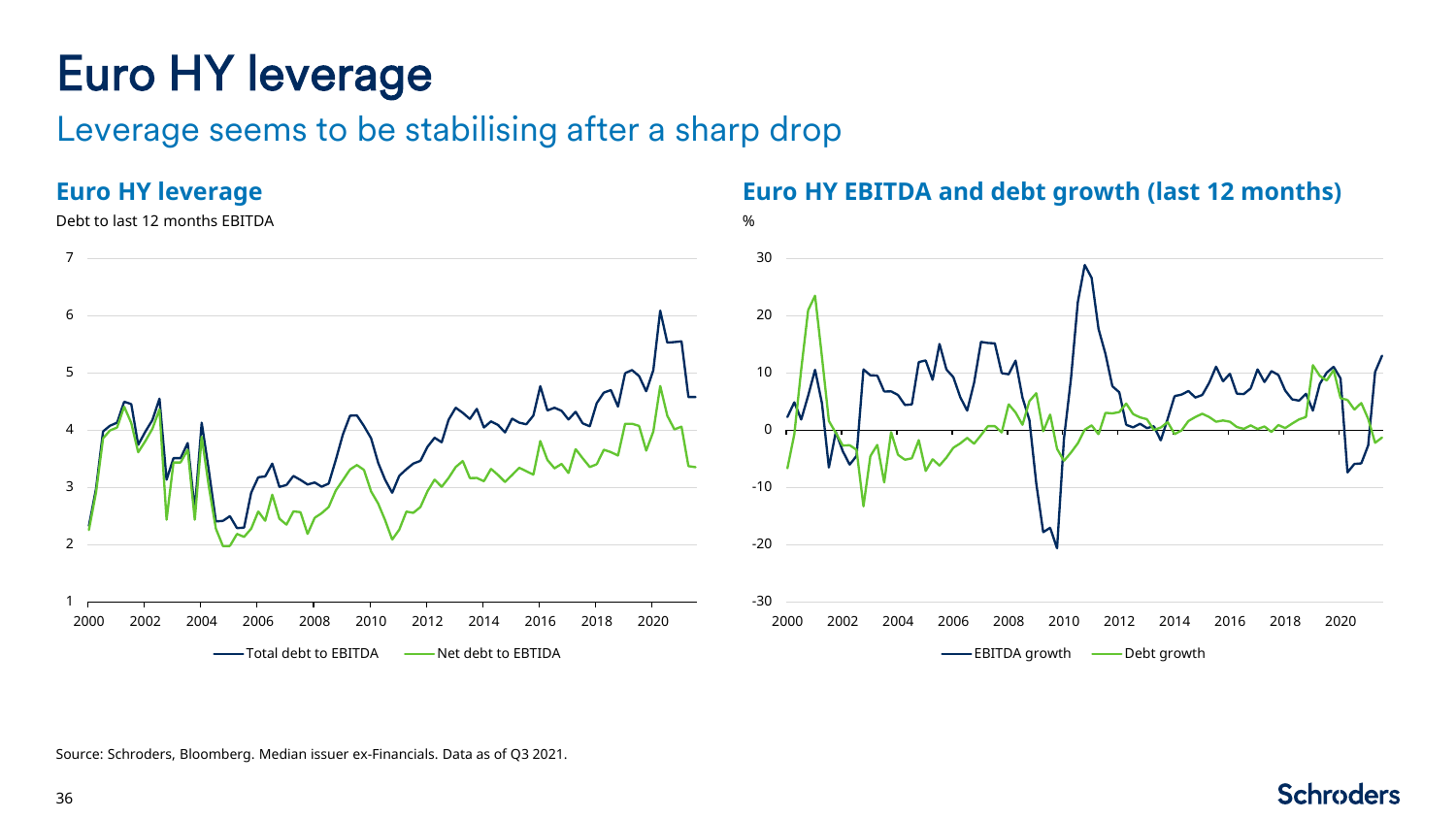# Euro HY leverage

## Leverage seems to be stabilising after a sharp drop

### Euro HY leverage

Debt to last 12 months EBITDA

### Euro HY EBITDA and debt growth (last 12 months)

%

Source: Schroders, Bloomberg. Median issuer ex-Financials. Data as of Q3 2021.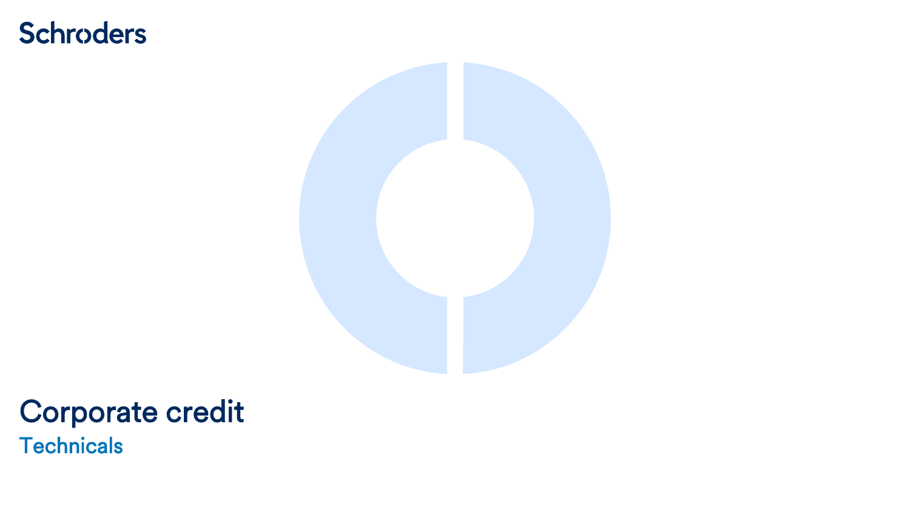# Corporate credit

## Technicals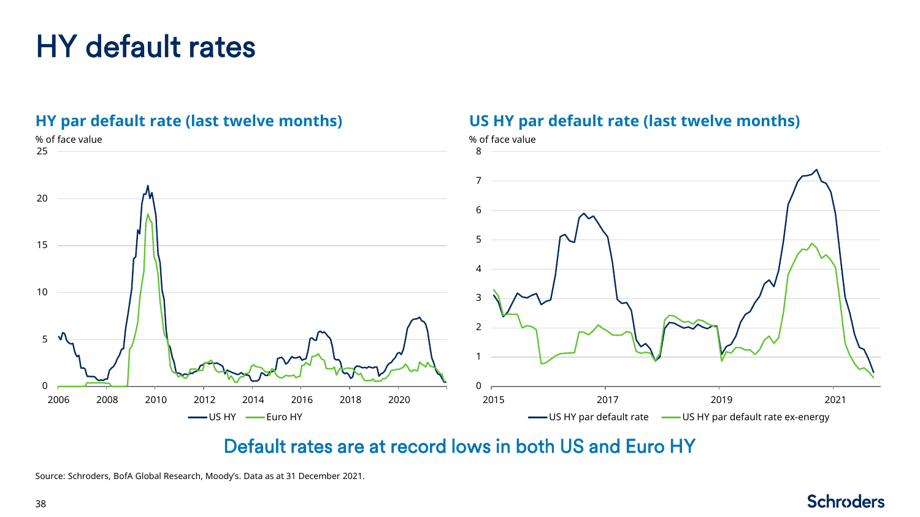# HY default rates

## HY par default rate (last twelve months)

% of face value

25

20

15

10

5

0

2006 2008 2010 2012 2014 2016 2018 2020

US HY Euro HY

## US HY par default rate (last twelve months)

% of face value

8

7

6

5

4

3

2

1

0

2015 2017 2019 2021

US HY par default rate US HY par default rate ex-energy

Default rates are at record lows in both US and Euro HY

Source: Schroders, BofA Global Research, Moody's. Data as at 31 December 2021.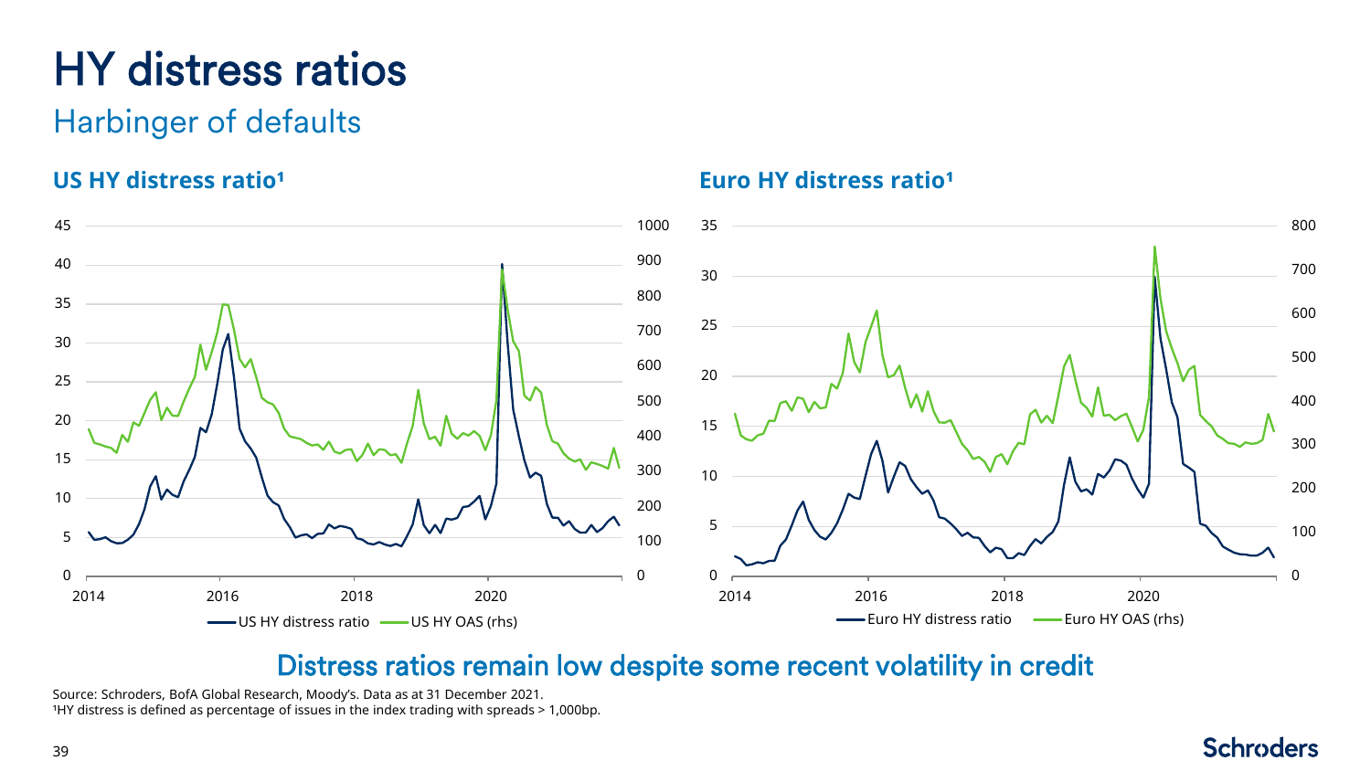# HY distress ratios

## Harbinger of defaults

### US HY distress ratio[1]

### Euro HY distress ratio[1]

## Distress ratios remain low despite some recent volatility in credit

Source: Schroders, BofA Global Research, Moody's. Data as at 31 December 2021.
[1]HY distress is defined as percentage of issues in the index trading with spreads > 1,000bp.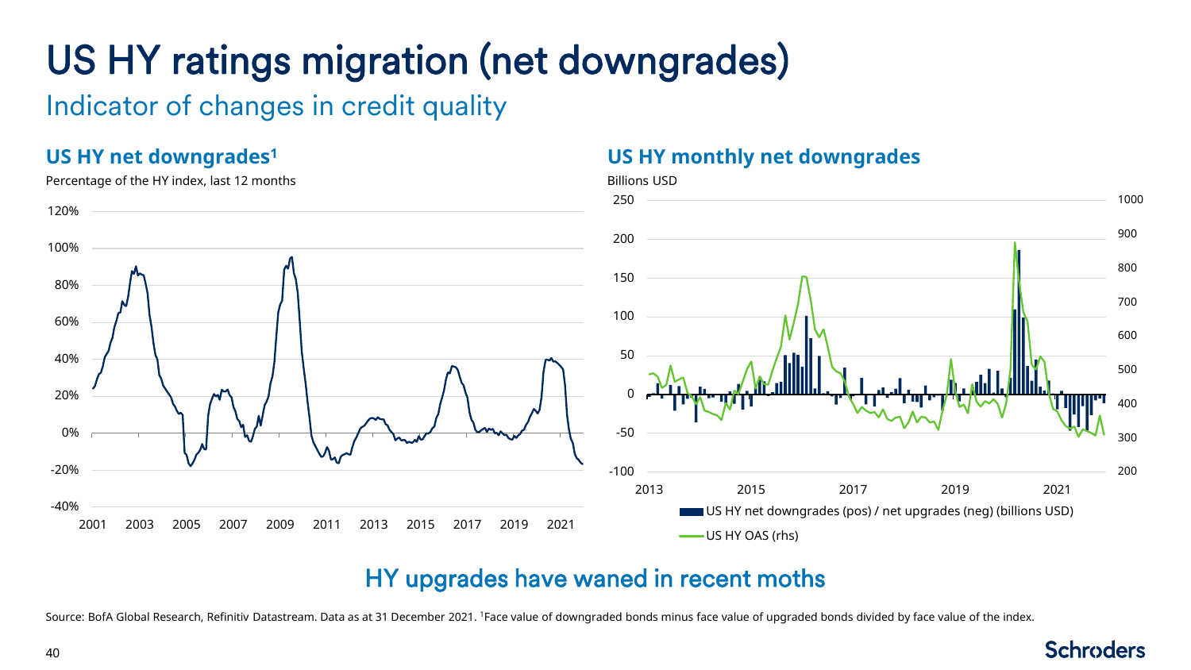# US HY ratings migration (net downgrades)

## Indicator of changes in credit quality

### US HY net downgrades[1]

Percentage of the HY index, last 12 months

### US HY monthly net downgrades

Billions USD

US HY net downgrades (pos) / net upgrades (neg) (billions USD)

US HY OAS (rhs)

## HY upgrades have waned in recent moths

Source: BofA Global Research, Refinitiv Datastream. Data as at 31 December 2021. [1]Face value of downgraded bonds minus face value of upgraded bonds divided by face value of the index.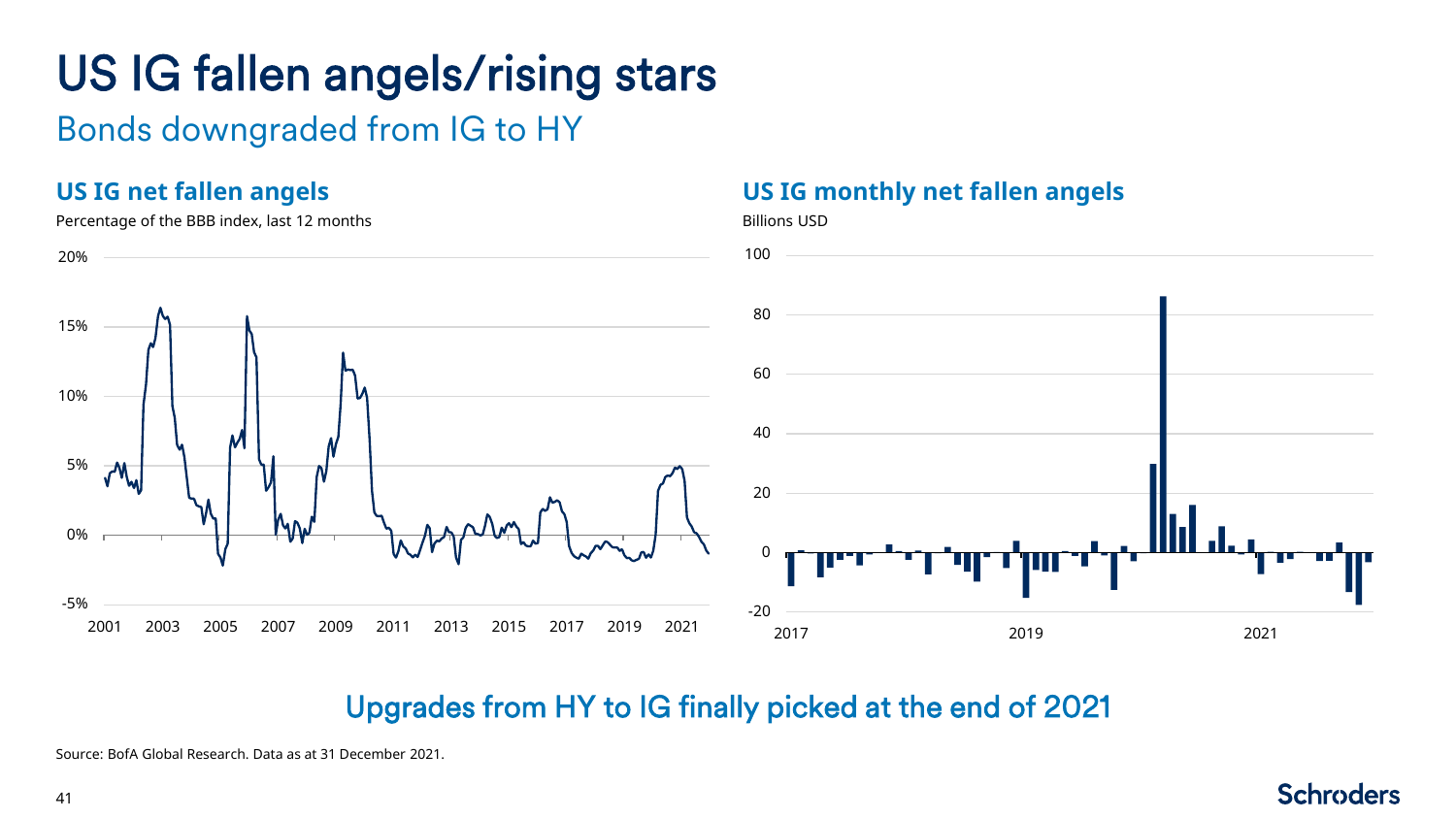# US IG fallen angels/rising stars

## Bonds downgraded from IG to HY

### US IG net fallen angels

Percentage of the BBB index, last 12 months

### US IG monthly net fallen angels

Billions USD

Upgrades from HY to IG finally picked at the end of 2021

Source: BofA Global Research. Data as at 31 December 2021.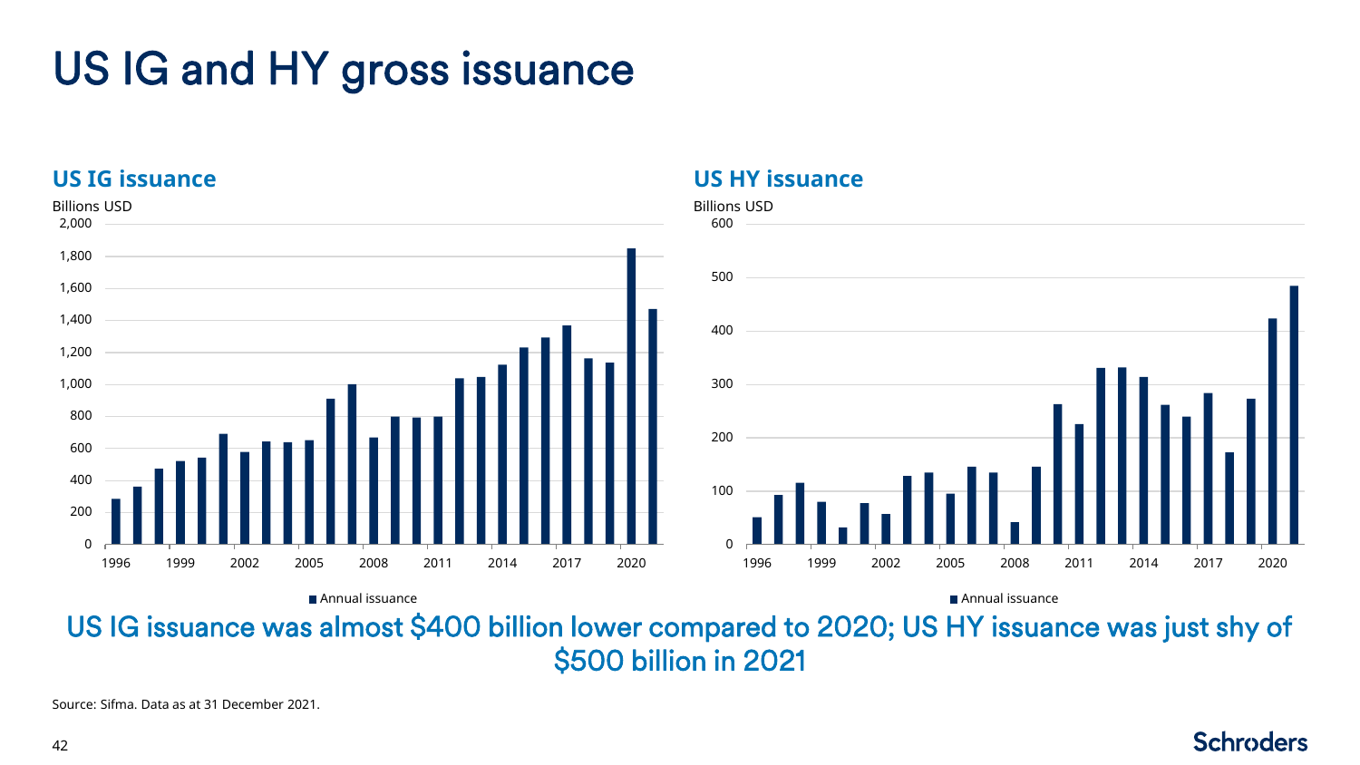# US IG and HY gross issuance

## US IG issuance

Billions USD

■ Annual issuance

## US HY issuance

Billions USD

■ Annual issuance

US IG issuance was almost $400 billion lower compared to 2020; US HY issuance was just shy of $500 billion in 2021

Source: Sifma. Data as at 31 December 2021.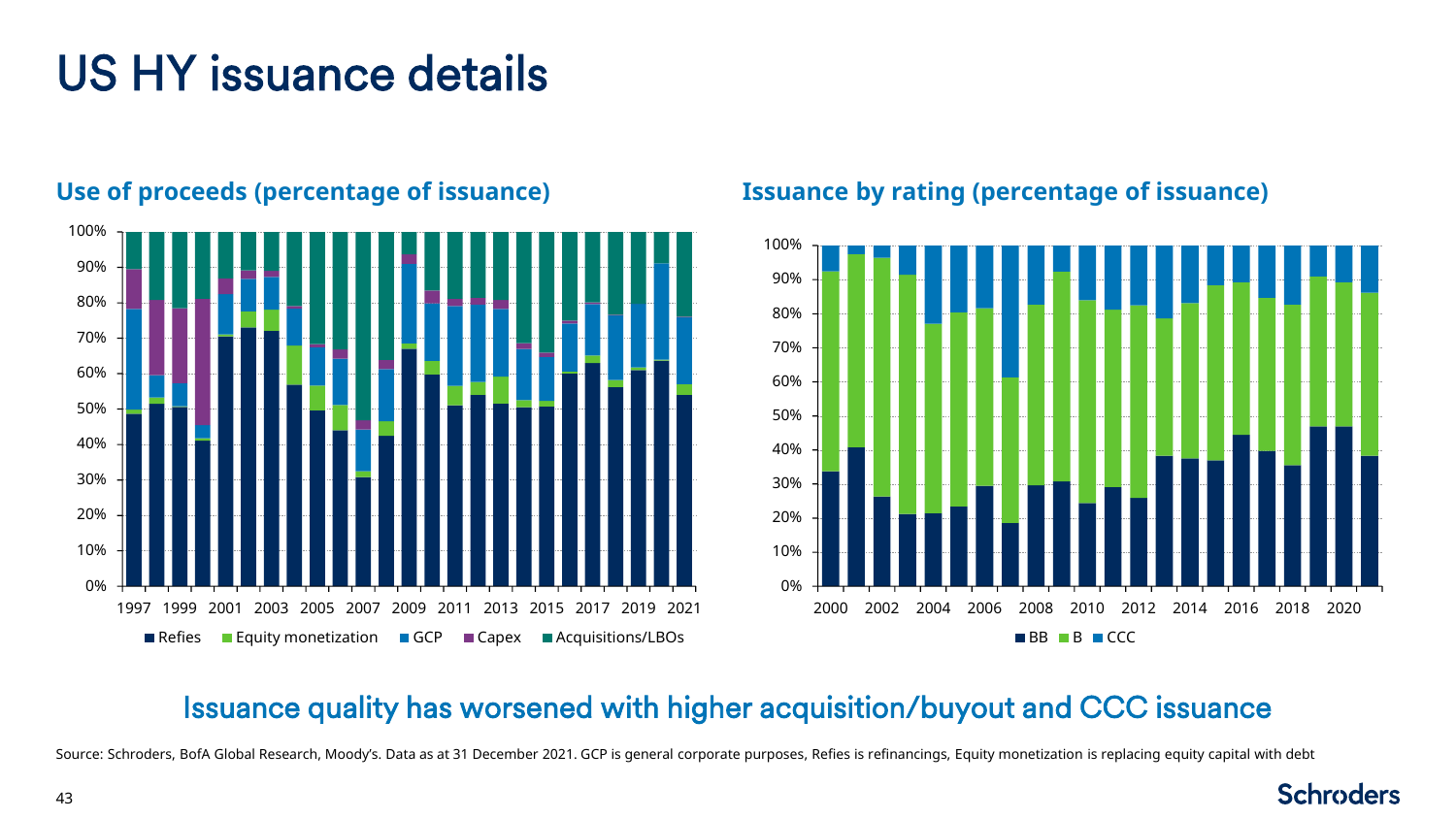# US HY issuance details

### Use of proceeds (percentage of issuance)

### Issuance by rating (percentage of issuance)

## Issuance quality has worsened with higher acquisition/buyout and CCC issuance

Source: Schroders, BofA Global Research, Moody's. Data as at 31 December 2021. GCP is general corporate purposes, Refies is refinancings, Equity monetization is replacing equity capital with debt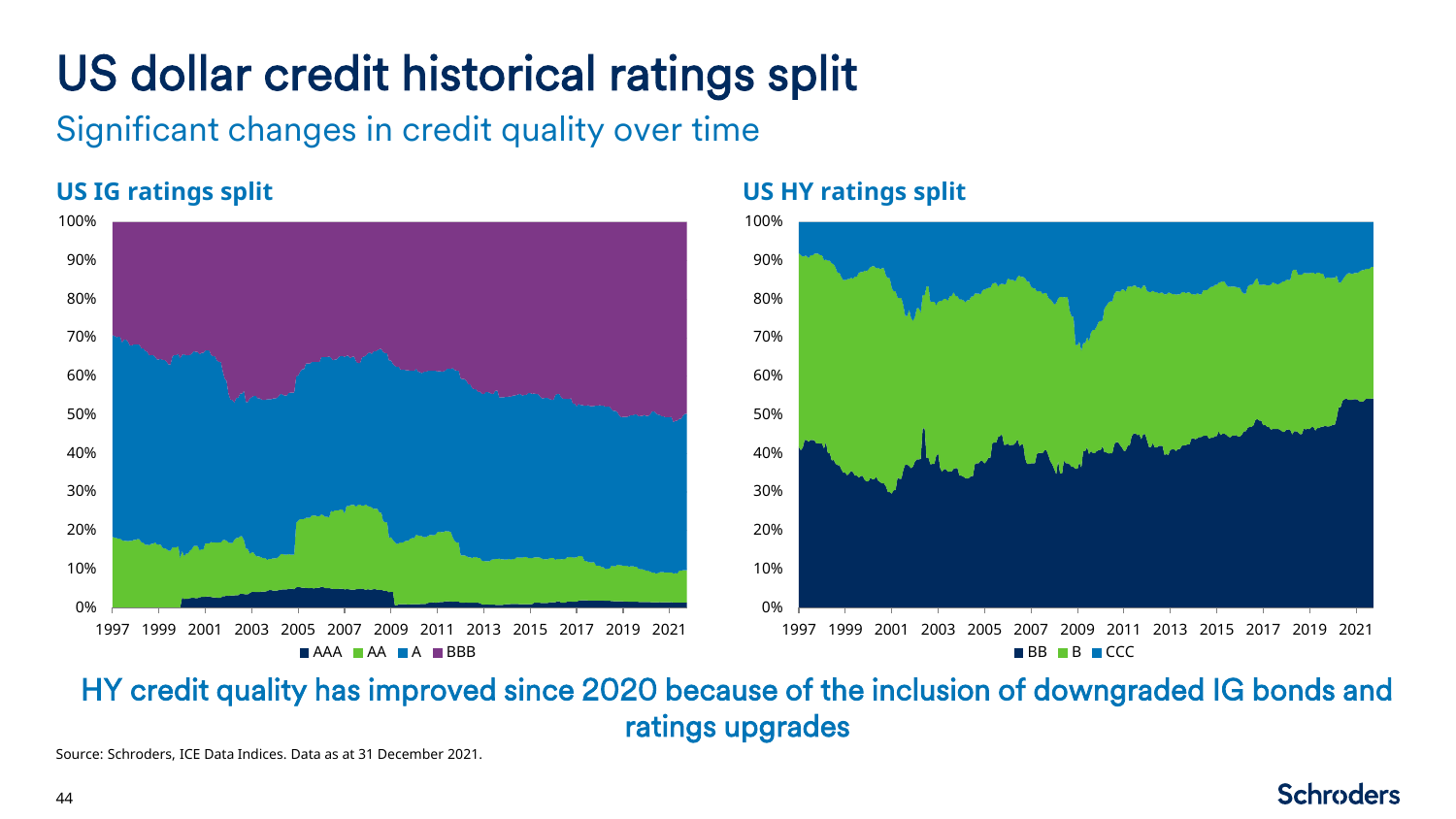# US dollar credit historical ratings split

## Significant changes in credit quality over time

**US IG ratings split**

**US HY ratings split**

HY credit quality has improved since 2020 because of the inclusion of downgraded IG bonds and ratings upgrades

Source: Schroders, ICE Data Indices. Data as at 31 December 2021.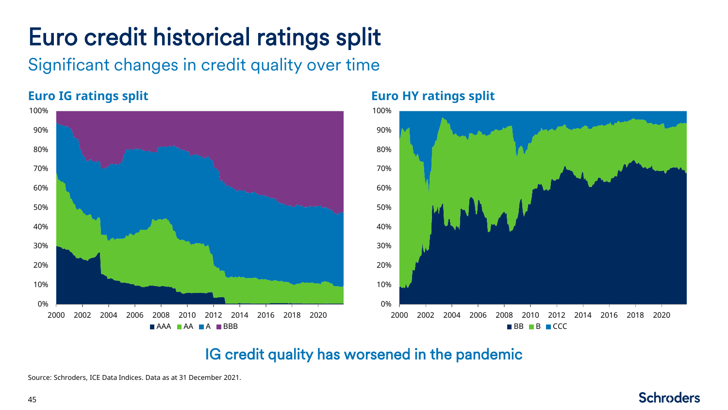# Euro credit historical ratings split

## Significant changes in credit quality over time

### Euro IG ratings split

### Euro HY ratings split

IG credit quality has worsened in the pandemic

Source: Schroders, ICE Data Indices. Data as at 31 December 2021.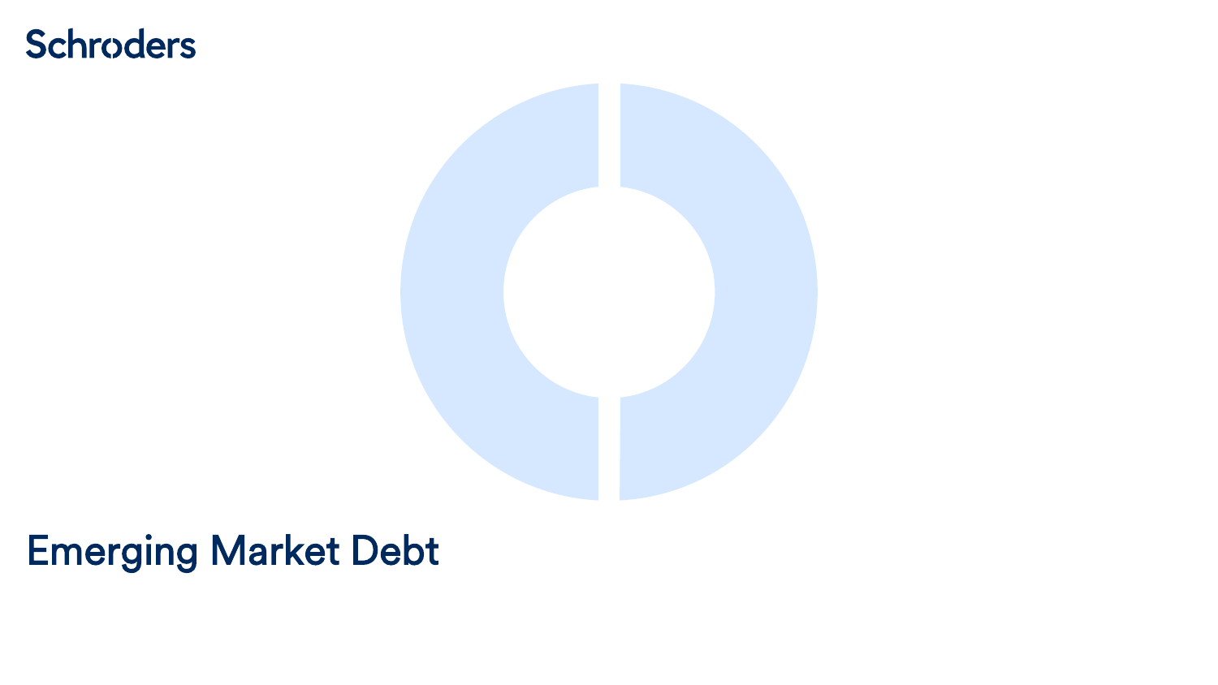# Emerging Market Debt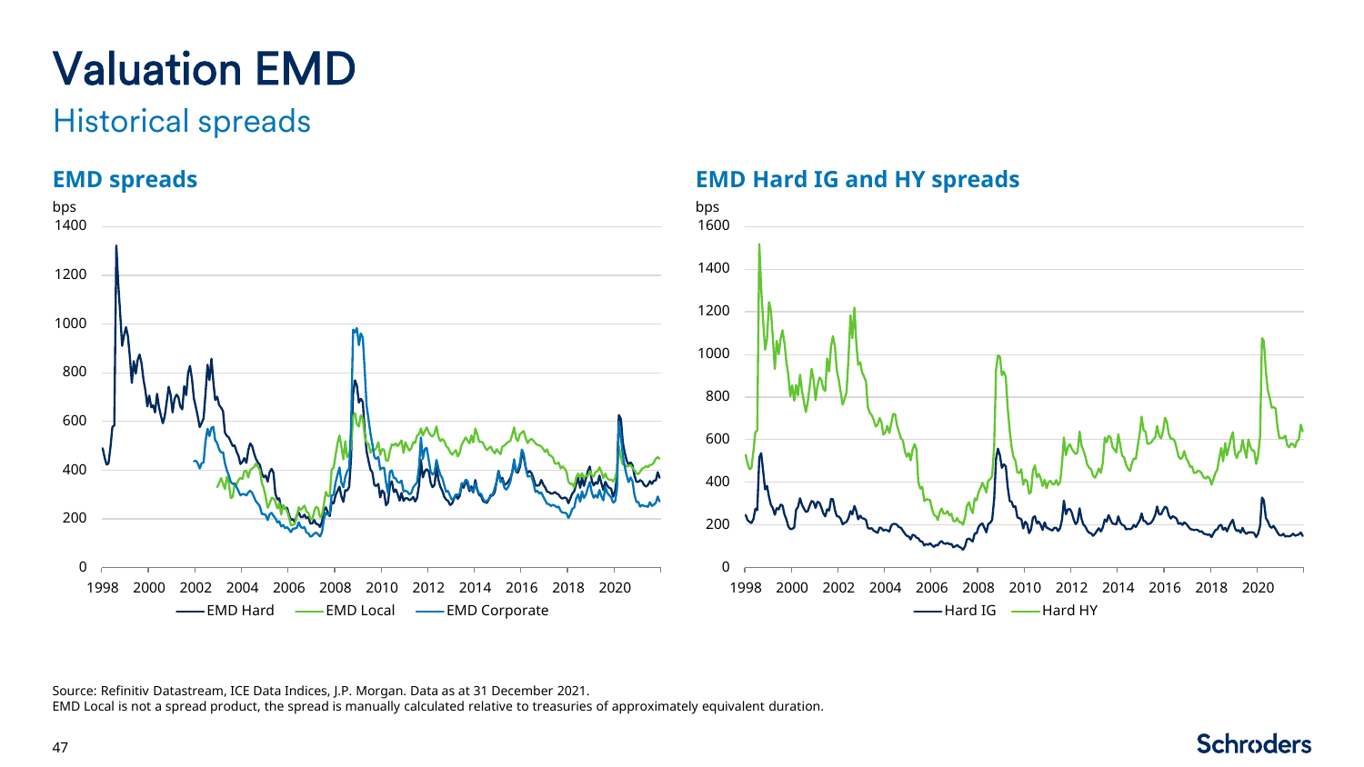# Valuation EMD

## Historical spreads

### EMD spreads

bps

EMD Hard — EMD Local — EMD Corporate

### EMD Hard IG and HY spreads

bps

Hard IG — Hard HY

Source: Refinitiv Datastream, ICE Data Indices, J.P. Morgan. Data as at 31 December 2021.
EMD Local is not a spread product, the spread is manually calculated relative to treasuries of approximately equivalent duration.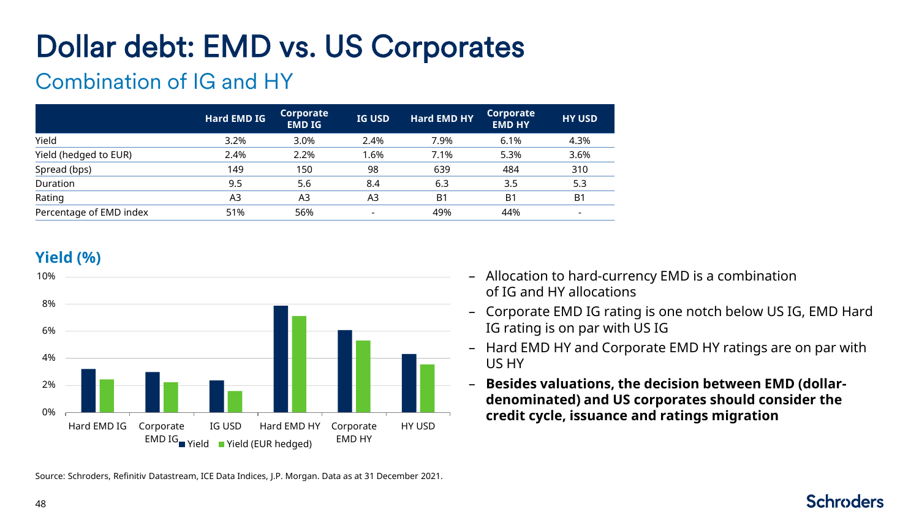# Dollar debt: EMD vs. US Corporates

## Combination of IG and HY

| | Hard EMD IG | Corporate EMD IG | IG USD | Hard EMD HY | Corporate EMD HY | HY USD |
|---|---|---|---|---|---|---|
| Yield | 3.2% | 3.0% | 2.4% | 7.9% | 6.1% | 4.3% |
| Yield (hedged to EUR) | 2.4% | 2.2% | 1.6% | 7.1% | 5.3% | 3.6% |
| Spread (bps) | 149 | 150 | 98 | 639 | 484 | 310 |
| Duration | 9.5 | 5.6 | 8.4 | 6.3 | 3.5 | 5.3 |
| Rating | A3 | A3 | A3 | B1 | B1 | B1 |
| Percentage of EMD index | 51% | 56% | - | 49% | 44% | - |

### Yield (%)

| | Yield | Yield (EUR hedged) |
|---|---|---|
| Hard EMD IG | 3.2% | 2.4% |
| Corporate EMD IG | 3.0% | 2.2% |
| IG USD | 2.4% | 1.6% |
| Hard EMD HY | 7.9% | 7.1% |
| Corporate EMD HY | 6.1% | 5.3% |
| HY USD | 4.3% | 3.6% |

- Allocation to hard-currency EMD is a combination of IG and HY allocations
- Corporate EMD IG rating is one notch below US IG, EMD Hard IG rating is on par with US IG
- Hard EMD HY and Corporate EMD HY ratings are on par with US HY
- **Besides valuations, the decision between EMD (dollar-denominated) and US corporates should consider the credit cycle, issuance and ratings migration**

Source: Schroders, Refinitiv Datastream, ICE Data Indices, J.P. Morgan. Data as at 31 December 2021.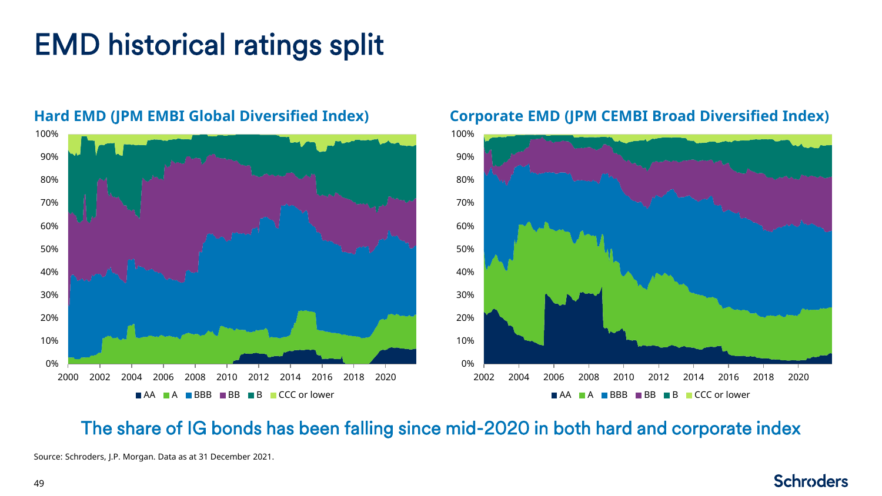# EMD historical ratings split

### Hard EMD (JPM EMBI Global Diversified Index)

### Corporate EMD (JPM CEMBI Broad Diversified Index)

AA | A | BBB | BB | B | CCC or lower

**The share of IG bonds has been falling since mid-2020 in both hard and corporate index**

Source: Schroders, J.P. Morgan. Data as at 31 December 2021.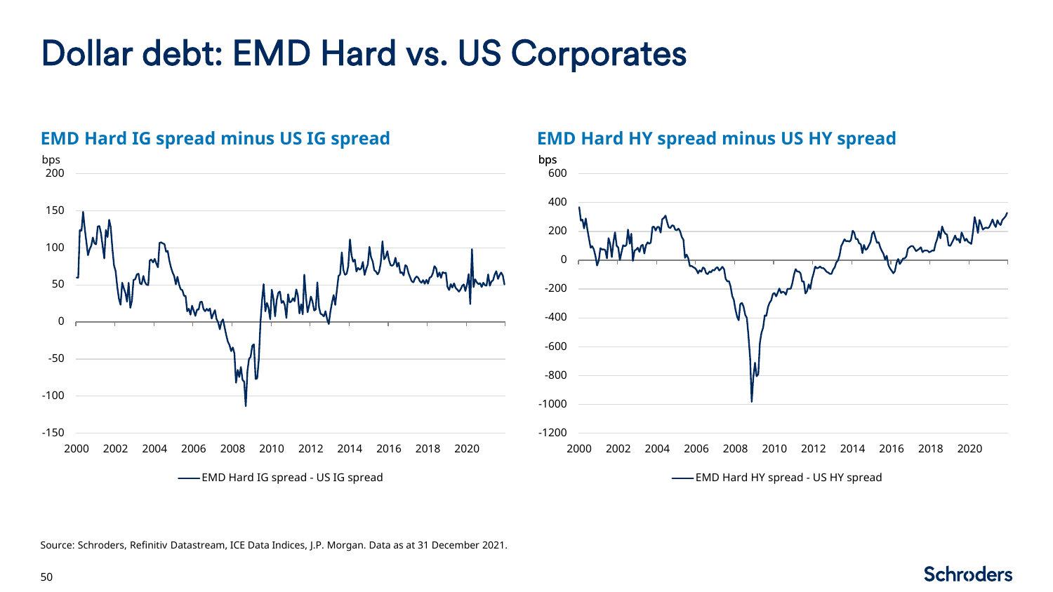# Dollar debt: EMD Hard vs. US Corporates

## EMD Hard IG spread minus US IG spread

bps

—— EMD Hard IG spread - US IG spread

## EMD Hard HY spread minus US HY spread

bps

—— EMD Hard HY spread - US HY spread

Source: Schroders, Refinitiv Datastream, ICE Data Indices, J.P. Morgan. Data as at 31 December 2021.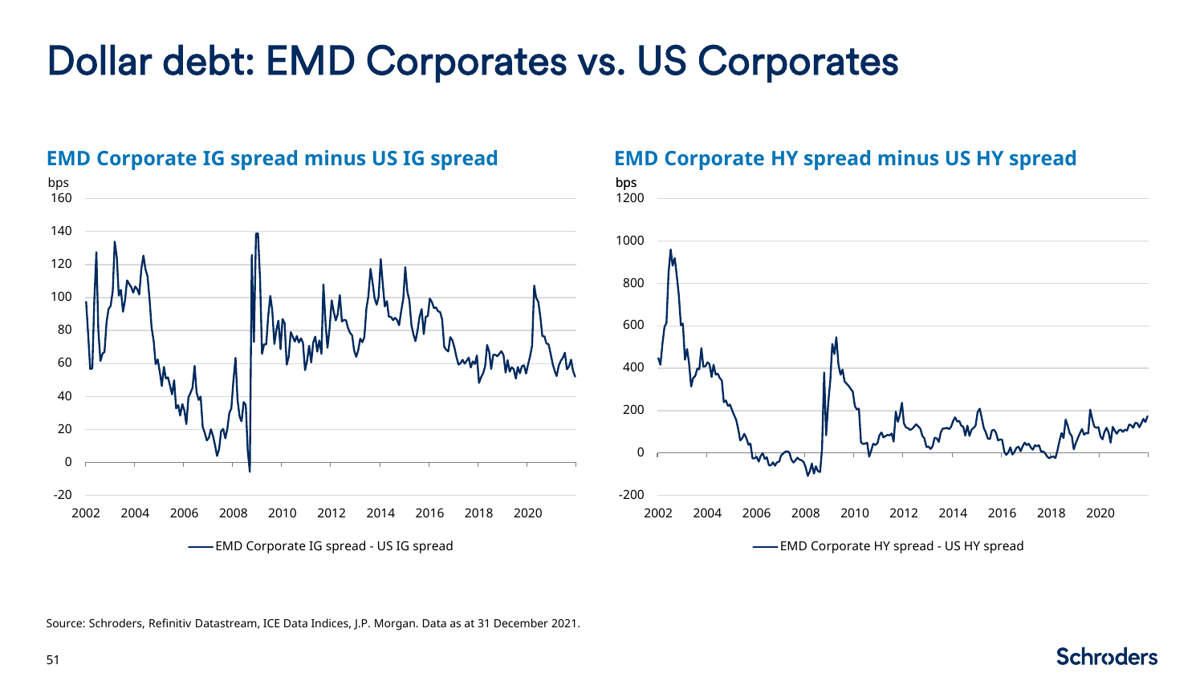# Dollar debt: EMD Corporates vs. US Corporates

## EMD Corporate IG spread minus US IG spread

bps

Legend: EMD Corporate IG spread - US IG spread

## EMD Corporate HY spread minus US HY spread

bps

Legend: EMD Corporate HY spread - US HY spread

Source: Schroders, Refinitiv Datastream, ICE Data Indices, J.P. Morgan. Data as at 31 December 2021.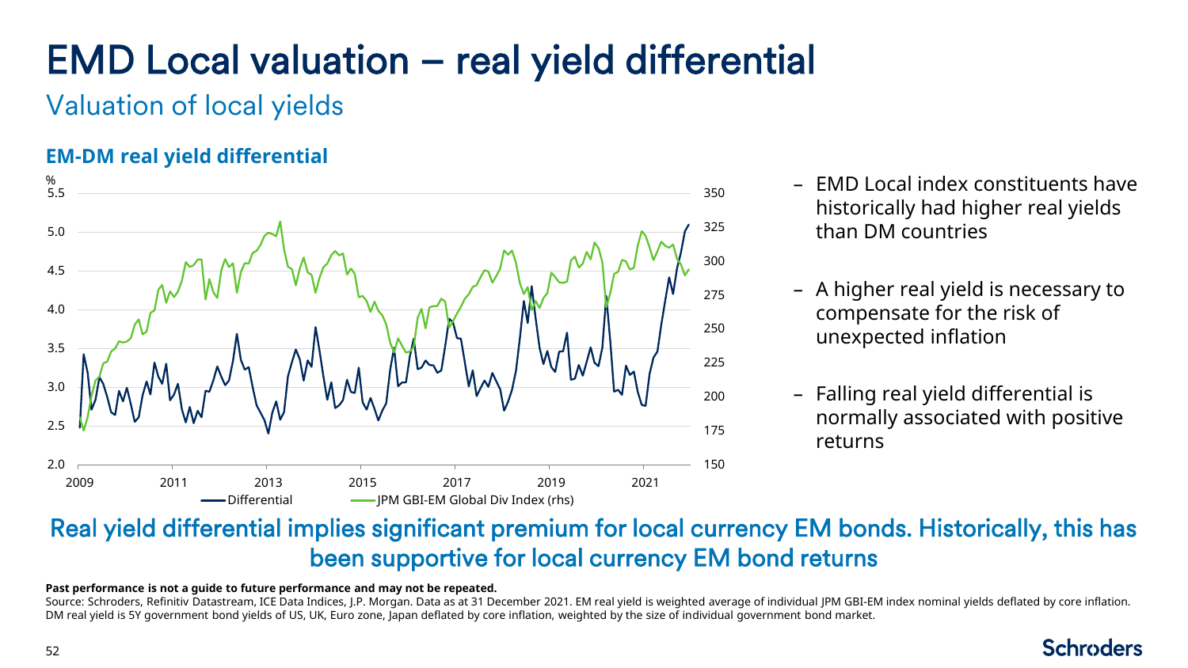# EMD Local valuation – real yield differential

## Valuation of local yields

### EM-DM real yield differential

- EMD Local index constituents have historically had higher real yields than DM countries
- A higher real yield is necessary to compensate for the risk of unexpected inflation
- Falling real yield differential is normally associated with positive returns

**Real yield differential implies significant premium for local currency EM bonds. Historically, this has been supportive for local currency EM bond returns**

**Past performance is not a guide to future performance and may not be repeated.**

Source: Schroders, Refinitiv Datastream, ICE Data Indices, J.P. Morgan. Data as at 31 December 2021. EM real yield is weighted average of individual JPM GBI-EM index nominal yields deflated by core inflation. DM real yield is 5Y government bond yields of US, UK, Euro zone, Japan deflated by core inflation, weighted by the size of individual government bond market.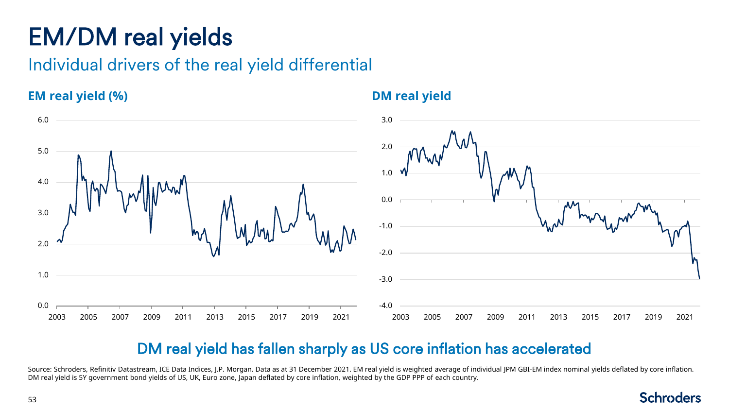# EM/DM real yields

## Individual drivers of the real yield differential

**EM real yield (%)**

**DM real yield**

DM real yield has fallen sharply as US core inflation has accelerated

Source: Schroders, Refinitiv Datastream, ICE Data Indices, J.P. Morgan. Data as at 31 December 2021. EM real yield is weighted average of individual JPM GBI-EM index nominal yields deflated by core inflation. DM real yield is 5Y government bond yields of US, UK, Euro zone, Japan deflated by core inflation, weighted by the GDP PPP of each country.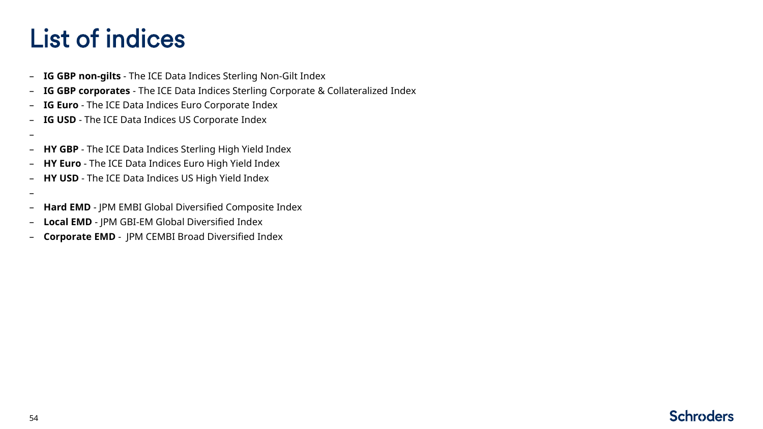# List of indices

- **IG GBP non-gilts** - The ICE Data Indices Sterling Non-Gilt Index
- **IG GBP corporates** - The ICE Data Indices Sterling Corporate & Collateralized Index
- **IG Euro** - The ICE Data Indices Euro Corporate Index
- **IG USD** - The ICE Data Indices US Corporate Index
- **HY GBP** - The ICE Data Indices Sterling High Yield Index
- **HY Euro** - The ICE Data Indices Euro High Yield Index
- **HY USD** - The ICE Data Indices US High Yield Index
- **Hard EMD** - JPM EMBI Global Diversified Composite Index
- **Local EMD** - JPM GBI-EM Global Diversified Index
- **Corporate EMD** - JPM CEMBI Broad Diversified Index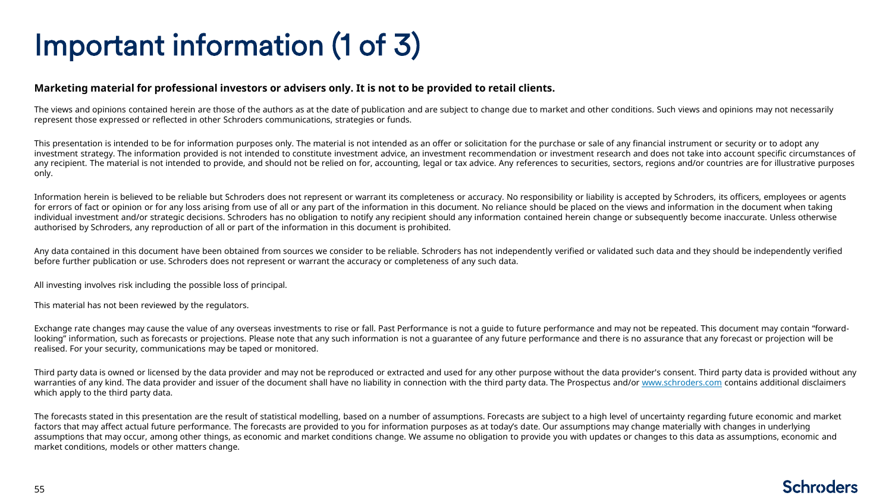# Important information (1 of 3)

**Marketing material for professional investors or advisers only. It is not to be provided to retail clients.**

The views and opinions contained herein are those of the authors as at the date of publication and are subject to change due to market and other conditions. Such views and opinions may not necessarily represent those expressed or reflected in other Schroders communications, strategies or funds.

This presentation is intended to be for information purposes only. The material is not intended as an offer or solicitation for the purchase or sale of any financial instrument or security or to adopt any investment strategy. The information provided is not intended to constitute investment advice, an investment recommendation or investment research and does not take into account specific circumstances of any recipient. The material is not intended to provide, and should not be relied on for, accounting, legal or tax advice. Any references to securities, sectors, regions and/or countries are for illustrative purposes only.

Information herein is believed to be reliable but Schroders does not represent or warrant its completeness or accuracy. No responsibility or liability is accepted by Schroders, its officers, employees or agents for errors of fact or opinion or for any loss arising from use of all or any part of the information in this document. No reliance should be placed on the views and information in the document when taking individual investment and/or strategic decisions. Schroders has no obligation to notify any recipient should any information contained herein change or subsequently become inaccurate. Unless otherwise authorised by Schroders, any reproduction of all or part of the information in this document is prohibited.

Any data contained in this document have been obtained from sources we consider to be reliable. Schroders has not independently verified or validated such data and they should be independently verified before further publication or use. Schroders does not represent or warrant the accuracy or completeness of any such data.

All investing involves risk including the possible loss of principal.

This material has not been reviewed by the regulators.

Exchange rate changes may cause the value of any overseas investments to rise or fall. Past Performance is not a guide to future performance and may not be repeated. This document may contain "forward-looking" information, such as forecasts or projections. Please note that any such information is not a guarantee of any future performance and there is no assurance that any forecast or projection will be realised. For your security, communications may be taped or monitored.

Third party data is owned or licensed by the data provider and may not be reproduced or extracted and used for any other purpose without the data provider's consent. Third party data is provided without any warranties of any kind. The data provider and issuer of the document shall have no liability in connection with the third party data. The Prospectus and/or www.schroders.com contains additional disclaimers which apply to the third party data.

The forecasts stated in this presentation are the result of statistical modelling, based on a number of assumptions. Forecasts are subject to a high level of uncertainty regarding future economic and market factors that may affect actual future performance. The forecasts are provided to you for information purposes as at today's date. Our assumptions may change materially with changes in underlying assumptions that may occur, among other things, as economic and market conditions change. We assume no obligation to provide you with updates or changes to this data as assumptions, economic and market conditions, models or other matters change.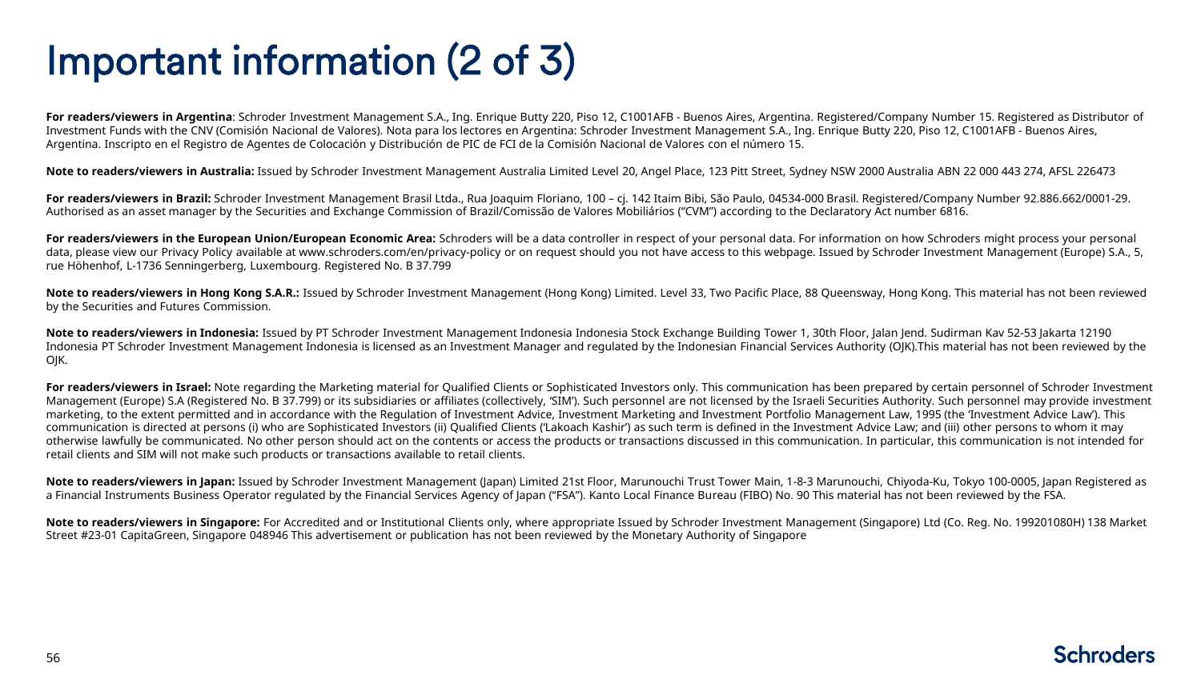# Important information (2 of 3)

**For readers/viewers in Argentina**: Schroder Investment Management S.A., Ing. Enrique Butty 220, Piso 12, C1001AFB - Buenos Aires, Argentina. Registered/Company Number 15. Registered as Distributor of Investment Funds with the CNV (Comisión Nacional de Valores). Nota para los lectores en Argentina: Schroder Investment Management S.A., Ing. Enrique Butty 220, Piso 12, C1001AFB - Buenos Aires, Argentina. Inscripto en el Registro de Agentes de Colocación y Distribución de PIC de FCI de la Comisión Nacional de Valores con el número 15.

**Note to readers/viewers in Australia:** Issued by Schroder Investment Management Australia Limited Level 20, Angel Place, 123 Pitt Street, Sydney NSW 2000 Australia ABN 22 000 443 274, AFSL 226473

**For readers/viewers in Brazil:** Schroder Investment Management Brasil Ltda., Rua Joaquim Floriano, 100 – cj. 142 Itaim Bibi, São Paulo, 04534-000 Brasil. Registered/Company Number 92.886.662/0001-29. Authorised as an asset manager by the Securities and Exchange Commission of Brazil/Comissão de Valores Mobiliários ("CVM") according to the Declaratory Act number 6816.

**For readers/viewers in the European Union/European Economic Area:** Schroders will be a data controller in respect of your personal data. For information on how Schroders might process your personal data, please view our Privacy Policy available at www.schroders.com/en/privacy-policy or on request should you not have access to this webpage. Issued by Schroder Investment Management (Europe) S.A., 5, rue Höhenhof, L-1736 Senningerberg, Luxembourg. Registered No. B 37.799

**Note to readers/viewers in Hong Kong S.A.R.:** Issued by Schroder Investment Management (Hong Kong) Limited. Level 33, Two Pacific Place, 88 Queensway, Hong Kong. This material has not been reviewed by the Securities and Futures Commission.

**Note to readers/viewers in Indonesia:** Issued by PT Schroder Investment Management Indonesia Indonesia Stock Exchange Building Tower 1, 30th Floor, Jalan Jend. Sudirman Kav 52-53 Jakarta 12190 Indonesia PT Schroder Investment Management Indonesia is licensed as an Investment Manager and regulated by the Indonesian Financial Services Authority (OJK).This material has not been reviewed by the OJK.

**For readers/viewers in Israel:** Note regarding the Marketing material for Qualified Clients or Sophisticated Investors only. This communication has been prepared by certain personnel of Schroder Investment Management (Europe) S.A (Registered No. B 37.799) or its subsidiaries or affiliates (collectively, 'SIM'). Such personnel are not licensed by the Israeli Securities Authority. Such personnel may provide investment marketing, to the extent permitted and in accordance with the Regulation of Investment Advice, Investment Marketing and Investment Portfolio Management Law, 1995 (the 'Investment Advice Law'). This communication is directed at persons (i) who are Sophisticated Investors (ii) Qualified Clients ('Lakoach Kashir') as such term is defined in the Investment Advice Law; and (iii) other persons to whom it may otherwise lawfully be communicated. No other person should act on the contents or access the products or transactions discussed in this communication. In particular, this communication is not intended for retail clients and SIM will not make such products or transactions available to retail clients.

**Note to readers/viewers in Japan:** Issued by Schroder Investment Management (Japan) Limited 21st Floor, Marunouchi Trust Tower Main, 1-8-3 Marunouchi, Chiyoda-Ku, Tokyo 100-0005, Japan Registered as a Financial Instruments Business Operator regulated by the Financial Services Agency of Japan ("FSA"). Kanto Local Finance Bureau (FIBO) No. 90 This material has not been reviewed by the FSA.

**Note to readers/viewers in Singapore:** For Accredited and or Institutional Clients only, where appropriate Issued by Schroder Investment Management (Singapore) Ltd (Co. Reg. No. 199201080H) 138 Market Street #23-01 CapitaGreen, Singapore 048946 This advertisement or publication has not been reviewed by the Monetary Authority of Singapore

Schroders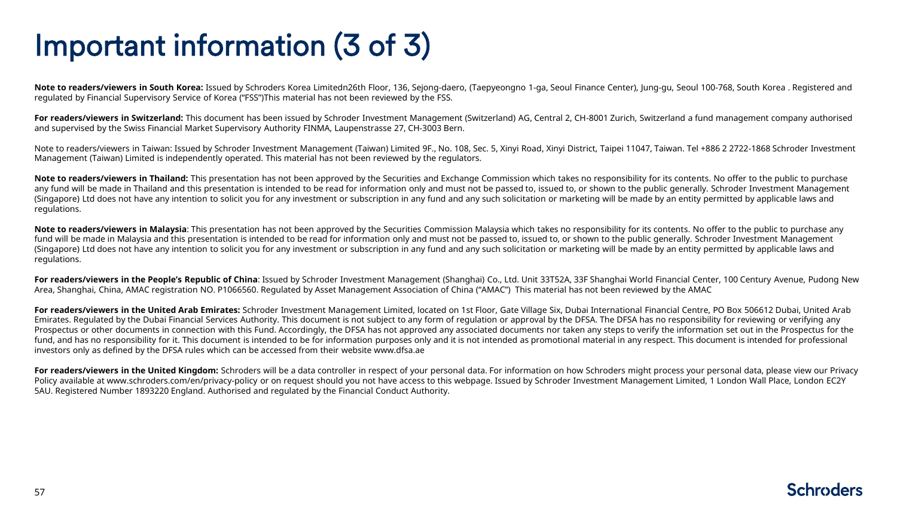# Important information (3 of 3)

**Note to readers/viewers in South Korea:** Issued by Schroders Korea Limitedn26th Floor, 136, Sejong-daero, (Taepyeongno 1-ga, Seoul Finance Center), Jung-gu, Seoul 100-768, South Korea . Registered and regulated by Financial Supervisory Service of Korea ("FSS")This material has not been reviewed by the FSS.

**For readers/viewers in Switzerland:** This document has been issued by Schroder Investment Management (Switzerland) AG, Central 2, CH-8001 Zurich, Switzerland a fund management company authorised and supervised by the Swiss Financial Market Supervisory Authority FINMA, Laupenstrasse 27, CH-3003 Bern.

Note to readers/viewers in Taiwan: Issued by Schroder Investment Management (Taiwan) Limited 9F., No. 108, Sec. 5, Xinyi Road, Xinyi District, Taipei 11047, Taiwan. Tel +886 2 2722-1868 Schroder Investment Management (Taiwan) Limited is independently operated. This material has not been reviewed by the regulators.

**Note to readers/viewers in Thailand:** This presentation has not been approved by the Securities and Exchange Commission which takes no responsibility for its contents. No offer to the public to purchase any fund will be made in Thailand and this presentation is intended to be read for information only and must not be passed to, issued to, or shown to the public generally. Schroder Investment Management (Singapore) Ltd does not have any intention to solicit you for any investment or subscription in any fund and any such solicitation or marketing will be made by an entity permitted by applicable laws and regulations.

**Note to readers/viewers in Malaysia**: This presentation has not been approved by the Securities Commission Malaysia which takes no responsibility for its contents. No offer to the public to purchase any fund will be made in Malaysia and this presentation is intended to be read for information only and must not be passed to, issued to, or shown to the public generally. Schroder Investment Management (Singapore) Ltd does not have any intention to solicit you for any investment or subscription in any fund and any such solicitation or marketing will be made by an entity permitted by applicable laws and regulations.

**For readers/viewers in the People's Republic of China**: Issued by Schroder Investment Management (Shanghai) Co., Ltd. Unit 33T52A, 33F Shanghai World Financial Center, 100 Century Avenue, Pudong New Area, Shanghai, China, AMAC registration NO. P1066560. Regulated by Asset Management Association of China ("AMAC") This material has not been reviewed by the AMAC

**For readers/viewers in the United Arab Emirates:** Schroder Investment Management Limited, located on 1st Floor, Gate Village Six, Dubai International Financial Centre, PO Box 506612 Dubai, United Arab Emirates. Regulated by the Dubai Financial Services Authority. This document is not subject to any form of regulation or approval by the DFSA. The DFSA has no responsibility for reviewing or verifying any Prospectus or other documents in connection with this Fund. Accordingly, the DFSA has not approved any associated documents nor taken any steps to verify the information set out in the Prospectus for the fund, and has no responsibility for it. This document is intended to be for information purposes only and it is not intended as promotional material in any respect. This document is intended for professional investors only as defined by the DFSA rules which can be accessed from their website www.dfsa.ae

**For readers/viewers in the United Kingdom:** Schroders will be a data controller in respect of your personal data. For information on how Schroders might process your personal data, please view our Privacy Policy available at www.schroders.com/en/privacy-policy or on request should you not have access to this webpage. Issued by Schroder Investment Management Limited, 1 London Wall Place, London EC2Y 5AU. Registered Number 1893220 England. Authorised and regulated by the Financial Conduct Authority.